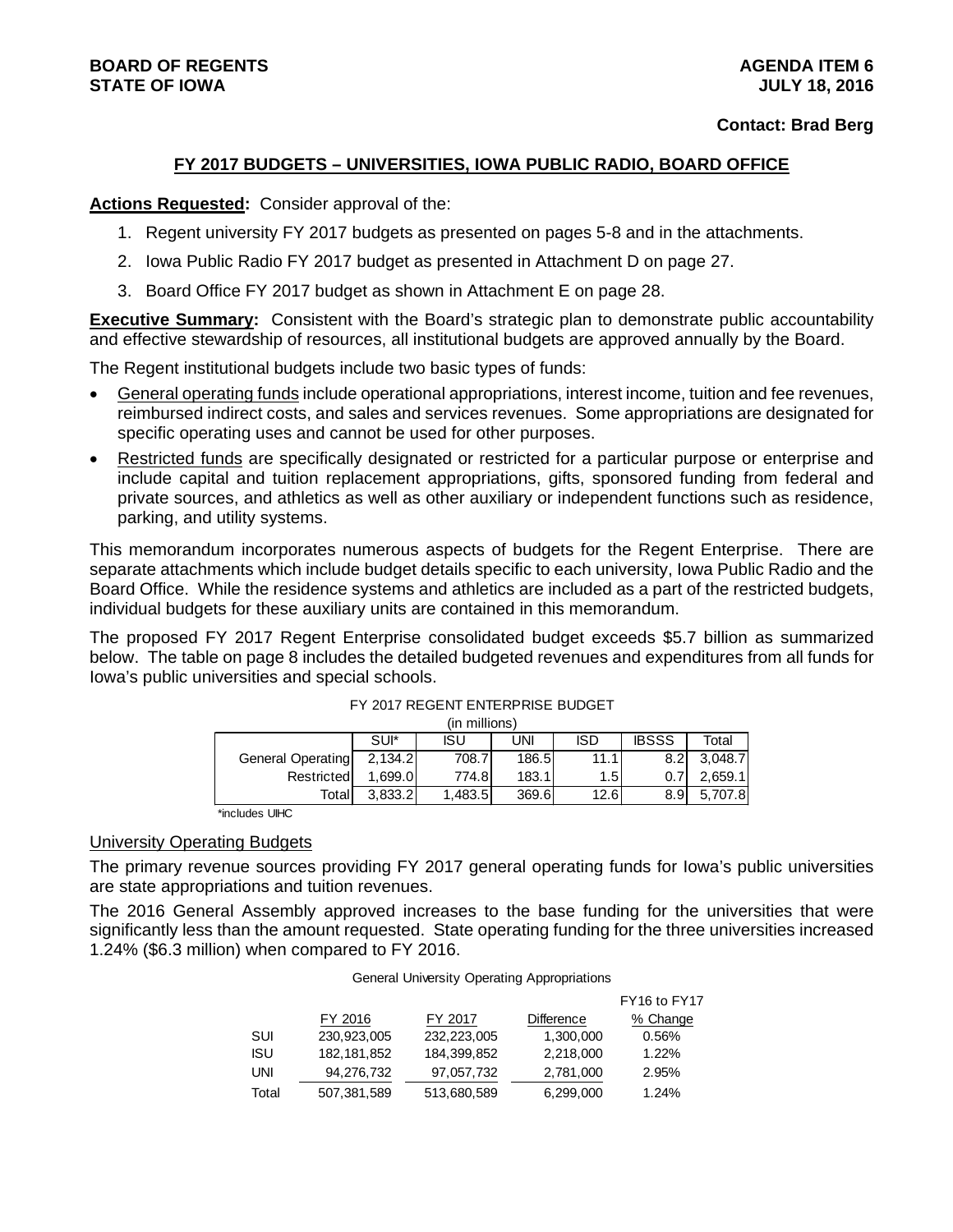**BOARD OF REGENTS**
**STATE OF IOWA**

**AGENDA ITEM 6**
**JULY 18, 2016**

**Contact: Brad Berg**

## FY 2017 BUDGETS – UNIVERSITIES, IOWA PUBLIC RADIO, BOARD OFFICE

**Actions Requested:** Consider approval of the:

1. Regent university FY 2017 budgets as presented on pages 5-8 and in the attachments.
2. Iowa Public Radio FY 2017 budget as presented in Attachment D on page 27.
3. Board Office FY 2017 budget as shown in Attachment E on page 28.

**Executive Summary:** Consistent with the Board's strategic plan to demonstrate public accountability and effective stewardship of resources, all institutional budgets are approved annually by the Board.

The Regent institutional budgets include two basic types of funds:

- General operating funds include operational appropriations, interest income, tuition and fee revenues, reimbursed indirect costs, and sales and services revenues. Some appropriations are designated for specific operating uses and cannot be used for other purposes.
- Restricted funds are specifically designated or restricted for a particular purpose or enterprise and include capital and tuition replacement appropriations, gifts, sponsored funding from federal and private sources, and athletics as well as other auxiliary or independent functions such as residence, parking, and utility systems.

This memorandum incorporates numerous aspects of budgets for the Regent Enterprise. There are separate attachments which include budget details specific to each university, Iowa Public Radio and the Board Office. While the residence systems and athletics are included as a part of the restricted budgets, individual budgets for these auxiliary units are contained in this memorandum.

The proposed FY 2017 Regent Enterprise consolidated budget exceeds $5.7 billion as summarized below. The table on page 8 includes the detailed budgeted revenues and expenditures from all funds for Iowa's public universities and special schools.

FY 2017 REGENT ENTERPRISE BUDGET
(in millions)

| | SUI* | ISU | UNI | ISD | IBSSS | Total |
|---|---|---|---|---|---|---|
| General Operating | 2,134.2 | 708.7 | 186.5 | 11.1 | 8.2 | 3,048.7 |
| Restricted | 1,699.0 | 774.8 | 183.1 | 1.5 | 0.7 | 2,659.1 |
| Total | 3,833.2 | 1,483.5 | 369.6 | 12.6 | 8.9 | 5,707.8 |

*includes UIHC

### University Operating Budgets

The primary revenue sources providing FY 2017 general operating funds for Iowa's public universities are state appropriations and tuition revenues.

The 2016 General Assembly approved increases to the base funding for the universities that were significantly less than the amount requested. State operating funding for the three universities increased 1.24% ($6.3 million) when compared to FY 2016.

General University Operating Appropriations

| | FY 2016 | FY 2017 | Difference | FY16 to FY17 % Change |
|---|---|---|---|---|
| SUI | 230,923,005 | 232,223,005 | 1,300,000 | 0.56% |
| ISU | 182,181,852 | 184,399,852 | 2,218,000 | 1.22% |
| UNI | 94,276,732 | 97,057,732 | 2,781,000 | 2.95% |
| Total | 507,381,589 | 513,680,589 | 6,299,000 | 1.24% |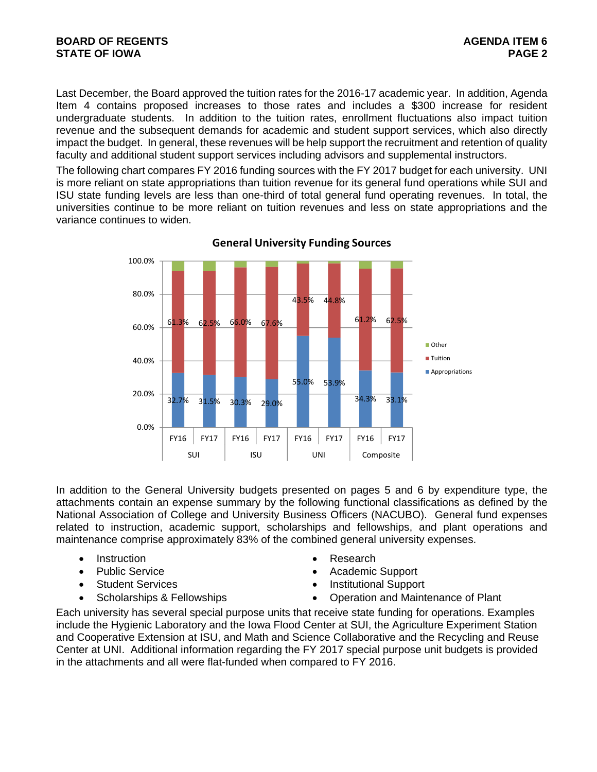Last December, the Board approved the tuition rates for the 2016-17 academic year. In addition, Agenda Item 4 contains proposed increases to those rates and includes a $300 increase for resident undergraduate students. In addition to the tuition rates, enrollment fluctuations also impact tuition revenue and the subsequent demands for academic and student support services, which also directly impact the budget. In general, these revenues will be help support the recruitment and retention of quality faculty and additional student support services including advisors and supplemental instructors.

The following chart compares FY 2016 funding sources with the FY 2017 budget for each university. UNI is more reliant on state appropriations than tuition revenue for its general fund operations while SUI and ISU state funding levels are less than one-third of total general fund operating revenues. In total, the universities continue to be more reliant on tuition revenues and less on state appropriations and the variance continues to widen.

**General University Funding Sources**

| | SUI FY16 | SUI FY17 | ISU FY16 | ISU FY17 | UNI FY16 | UNI FY17 | Composite FY16 | Composite FY17 |
|---|---|---|---|---|---|---|---|---|
| Tuition | 61.3% | 62.5% | 66.0% | 67.6% | 43.5% | 44.8% | 61.2% | 62.5% |
| Appropriations | 32.7% | 31.5% | 30.3% | 29.0% | 55.0% | 53.9% | 34.3% | 33.1% |

In addition to the General University budgets presented on pages 5 and 6 by expenditure type, the attachments contain an expense summary by the following functional classifications as defined by the National Association of College and University Business Officers (NACUBO). General fund expenses related to instruction, academic support, scholarships and fellowships, and plant operations and maintenance comprise approximately 83% of the combined general university expenses.

- Instruction
- Public Service
- Student Services
- Scholarships & Fellowships
- Research
- Academic Support
- Institutional Support
- Operation and Maintenance of Plant

Each university has several special purpose units that receive state funding for operations. Examples include the Hygienic Laboratory and the Iowa Flood Center at SUI, the Agriculture Experiment Station and Cooperative Extension at ISU, and Math and Science Collaborative and the Recycling and Reuse Center at UNI. Additional information regarding the FY 2017 special purpose unit budgets is provided in the attachments and all were flat-funded when compared to FY 2016.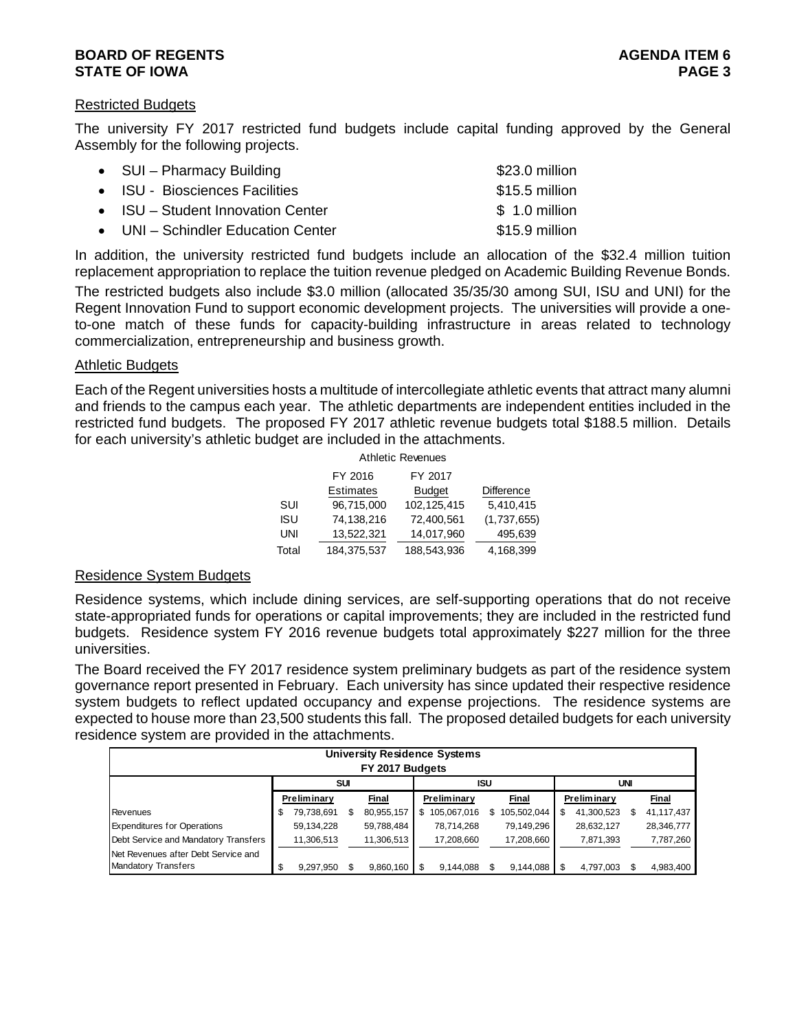## Restricted Budgets

The university FY 2017 restricted fund budgets include capital funding approved by the General Assembly for the following projects.

- SUI – Pharmacy Building $23.0 million
- ISU - Biosciences Facilities $15.5 million
- ISU – Student Innovation Center $ 1.0 million
- UNI – Schindler Education Center $15.9 million

In addition, the university restricted fund budgets include an allocation of the $32.4 million tuition replacement appropriation to replace the tuition revenue pledged on Academic Building Revenue Bonds.

The restricted budgets also include $3.0 million (allocated 35/35/30 among SUI, ISU and UNI) for the Regent Innovation Fund to support economic development projects. The universities will provide a one-to-one match of these funds for capacity-building infrastructure in areas related to technology commercialization, entrepreneurship and business growth.

## Athletic Budgets

Each of the Regent universities hosts a multitude of intercollegiate athletic events that attract many alumni and friends to the campus each year. The athletic departments are independent entities included in the restricted fund budgets. The proposed FY 2017 athletic revenue budgets total $188.5 million. Details for each university's athletic budget are included in the attachments.

Athletic Revenues

| | FY 2016 Estimates | FY 2017 Budget | Difference |
|---|---|---|---|
| SUI | 96,715,000 | 102,125,415 | 5,410,415 |
| ISU | 74,138,216 | 72,400,561 | (1,737,655) |
| UNI | 13,522,321 | 14,017,960 | 495,639 |
| Total | 184,375,537 | 188,543,936 | 4,168,399 |

## Residence System Budgets

Residence systems, which include dining services, are self-supporting operations that do not receive state-appropriated funds for operations or capital improvements; they are included in the restricted fund budgets. Residence system FY 2016 revenue budgets total approximately $227 million for the three universities.

The Board received the FY 2017 residence system preliminary budgets as part of the residence system governance report presented in February. Each university has since updated their respective residence system budgets to reflect updated occupancy and expense projections. The residence systems are expected to house more than 23,500 students this fall. The proposed detailed budgets for each university residence system are provided in the attachments.

**University Residence Systems**
**FY 2017 Budgets**

| | SUI | | ISU | | UNI | |
|---|---|---|---|---|---|---|
| | Preliminary | Final | Preliminary | Final | Preliminary | Final |
| Revenues | $ 79,738,691 | $ 80,955,157 | $ 105,067,016 | $ 105,502,044 | $ 41,300,523 | $ 41,117,437 |
| Expenditures for Operations | 59,134,228 | 59,788,484 | 78,714,268 | 79,149,296 | 28,632,127 | 28,346,777 |
| Debt Service and Mandatory Transfers | 11,306,513 | 11,306,513 | 17,208,660 | 17,208,660 | 7,871,393 | 7,787,260 |
| Net Revenues after Debt Service and Mandatory Transfers | $ 9,297,950 | $ 9,860,160 | $ 9,144,088 | $ 9,144,088 | $ 4,797,003 | $ 4,983,400 |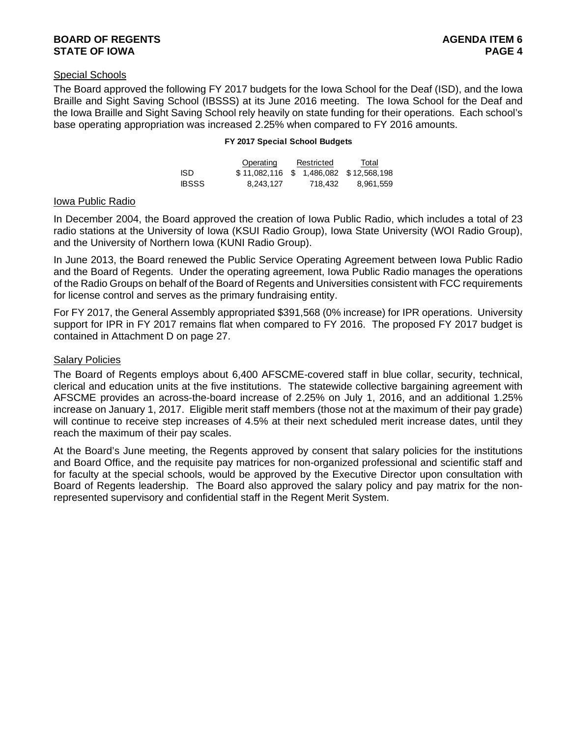## Special Schools

The Board approved the following FY 2017 budgets for the Iowa School for the Deaf (ISD), and the Iowa Braille and Sight Saving School (IBSSS) at its June 2016 meeting. The Iowa School for the Deaf and the Iowa Braille and Sight Saving School rely heavily on state funding for their operations. Each school's base operating appropriation was increased 2.25% when compared to FY 2016 amounts.

**FY 2017 Special School Budgets**

| | Operating | Restricted | Total |
|---|---|---|---|
| ISD | $ 11,082,116 | $ 1,486,082 | $ 12,568,198 |
| IBSSS | 8,243,127 | 718,432 | 8,961,559 |

## Iowa Public Radio

In December 2004, the Board approved the creation of Iowa Public Radio, which includes a total of 23 radio stations at the University of Iowa (KSUI Radio Group), Iowa State University (WOI Radio Group), and the University of Northern Iowa (KUNI Radio Group).

In June 2013, the Board renewed the Public Service Operating Agreement between Iowa Public Radio and the Board of Regents. Under the operating agreement, Iowa Public Radio manages the operations of the Radio Groups on behalf of the Board of Regents and Universities consistent with FCC requirements for license control and serves as the primary fundraising entity.

For FY 2017, the General Assembly appropriated $391,568 (0% increase) for IPR operations. University support for IPR in FY 2017 remains flat when compared to FY 2016. The proposed FY 2017 budget is contained in Attachment D on page 27.

## Salary Policies

The Board of Regents employs about 6,400 AFSCME-covered staff in blue collar, security, technical, clerical and education units at the five institutions. The statewide collective bargaining agreement with AFSCME provides an across-the-board increase of 2.25% on July 1, 2016, and an additional 1.25% increase on January 1, 2017. Eligible merit staff members (those not at the maximum of their pay grade) will continue to receive step increases of 4.5% at their next scheduled merit increase dates, until they reach the maximum of their pay scales.

At the Board's June meeting, the Regents approved by consent that salary policies for the institutions and Board Office, and the requisite pay matrices for non-organized professional and scientific staff and for faculty at the special schools, would be approved by the Executive Director upon consultation with Board of Regents leadership. The Board also approved the salary policy and pay matrix for the non-represented supervisory and confidential staff in the Regent Merit System.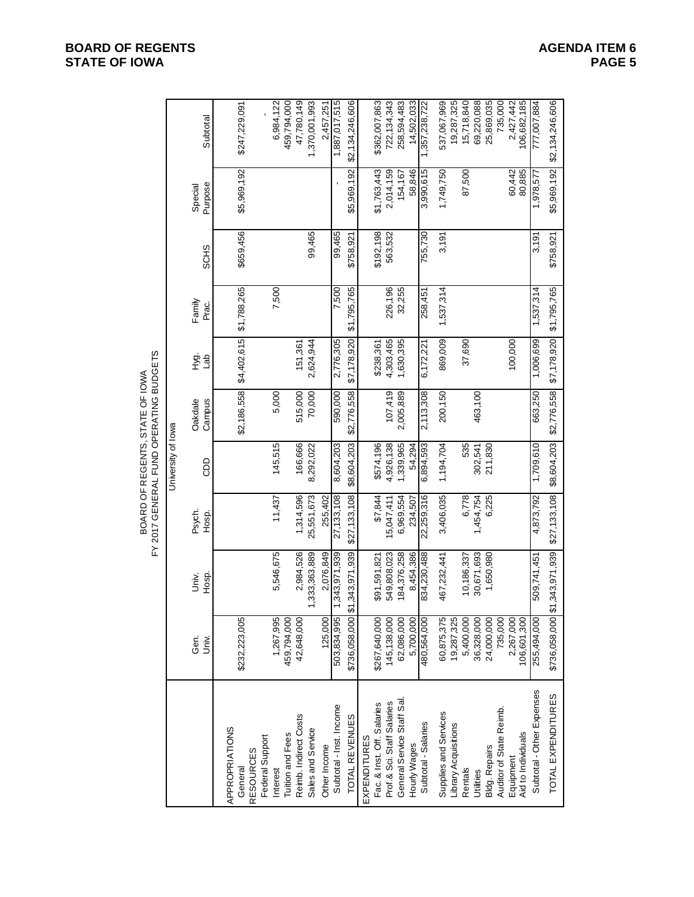BOARD OF REGENTS, STATE OF IOWA
FY 2017 GENERAL FUND OPERATING BUDGETS

| | University of Iowa | | | | | | | | | |
|---|---|---|---|---|---|---|---|---|---|---|
| | Gen. Univ. | Univ. Hosp. | Psych. Hosp. | CDD | Oakdale Campus | Hyg. Lab | Family Prac. | SCHS | Special Purpose | Subtotal |
| APPROPRIATIONS | | | | | | | | | | |
| General | $232,223,005 | | | | $2,186,558 | $4,402,615 | $1,788,265 | $659,456 | $5,969,192 | $247,229,091 |
| RESOURCES | | | | | | | | | | |
| Federal Support | | | | | | | | | | - |
| Interest | 1,267,995 | 5,546,675 | 11,437 | 145,515 | 5,000 | | 7,500 | | | 6,984,122 |
| Tuition and Fees | 459,794,000 | | | | | | | | | 459,794,000 |
| Reimb. Indirect Costs | 42,648,000 | 2,984,526 | 1,314,596 | 166,666 | 515,000 | 151,361 | | | | 47,780,149 |
| Sales and Service | | 1,333,363,889 | 25,551,673 | 8,292,022 | 70,000 | 2,624,944 | | 99,465 | | 1,370,001,993 |
| Other Income | 125,000 | 2,076,849 | 255,402 | | | | | | | 2,457,251 |
| Subtotal - Inst. Income | 503,834,995 | 1,343,971,939 | 27,133,108 | 8,604,203 | 590,000 | 2,776,305 | 7,500 | 99,465 | - | 1,887,017,515 |
| TOTAL REVENUES | $736,058,000 | $1,343,971,939 | $27,133,108 | $8,604,203 | $2,776,558 | $7,178,920 | $1,795,765 | $758,921 | $5,969,192 | $2,134,246,606 |
| EXPENDITURES | | | | | | | | | | |
| Fac. & Inst. Off. Salaries | $267,640,000 | $91,591,821 | $7,844 | $574,196 | | $238,361 | | $192,198 | $1,763,443 | $362,007,863 |
| Prof.& Sci. Staff Salaries | 145,138,000 | 549,808,023 | 15,047,411 | 4,926,138 | 107,419 | 4,303,465 | 226,196 | 563,532 | 2,014,159 | 722,134,343 |
| General Service Staff Sal. | 62,086,000 | 184,376,258 | 6,969,554 | 1,339,965 | 2,005,889 | 1,630,395 | 32,255 | | 154,167 | 258,594,483 |
| Hourly Wages | 5,700,000 | 8,454,386 | 234,507 | 54,294 | | | | | 58,846 | 14,502,033 |
| Subtotal - Salaries | 480,564,000 | 834,230,488 | 22,259,316 | 6,894,593 | 2,113,308 | 6,172,221 | 258,451 | 755,730 | 3,990,615 | 1,357,238,722 |
| Supplies and Services | 60,875,375 | 467,232,441 | 3,406,035 | 1,194,704 | 200,150 | 869,009 | 1,537,314 | 3,191 | 1,749,750 | 537,067,969 |
| Library Acquisitions | 19,287,325 | | | | | | | | | 19,287,325 |
| Rentals | 5,400,000 | 10,186,337 | 6,778 | 535 | | 37,690 | | | 87,500 | 15,718,840 |
| Utilities | 36,328,000 | 30,671,693 | 1,454,754 | 302,541 | 463,100 | | | | | 69,220,088 |
| Bldg. Repairs | 24,000,000 | 1,650,980 | 6,225 | 211,830 | | | | | | 25,869,035 |
| Auditor of State Reimb. | 735,000 | | | | | | | | | 735,000 |
| Equipment | 2,267,000 | | | | | 100,000 | | | 60,442 | 2,427,442 |
| Aid to Individuals | 106,601,300 | | | | | | | | 80,885 | 106,682,185 |
| Subtotal - Other Expenses | 255,494,000 | 509,741,451 | 4,873,792 | 1,709,610 | 663,250 | 1,006,699 | 1,537,314 | 3,191 | 1,978,577 | 777,007,884 |
| TOTAL EXPENDITURES | $736,058,000 | $1,343,971,939 | $27,133,108 | $8,604,203 | $2,776,558 | $7,178,920 | $1,795,765 | $758,921 | $5,969,192 | $2,134,246,606 |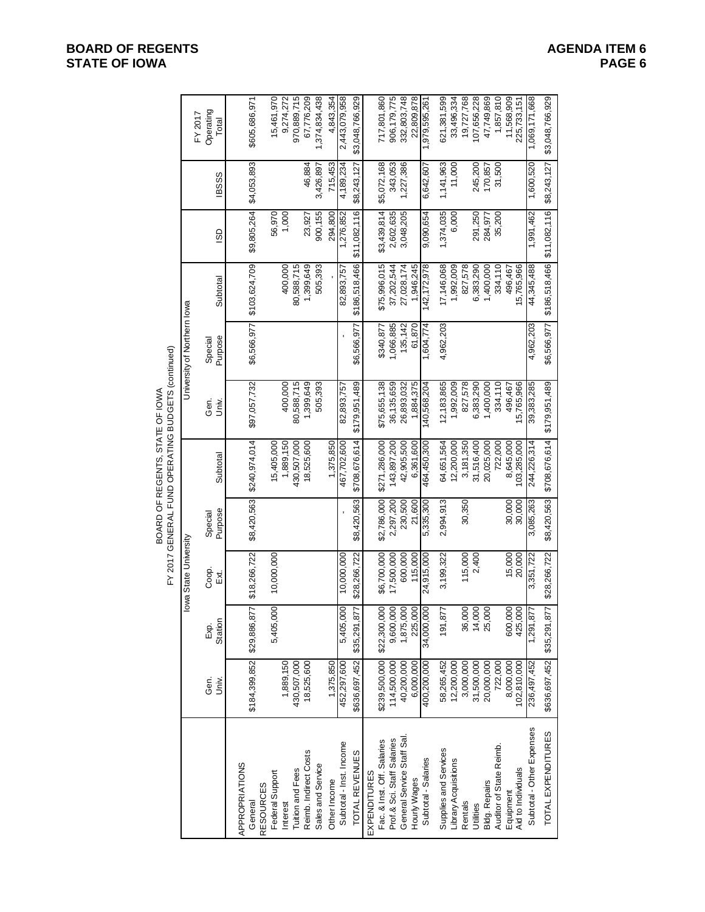BOARD OF REGENTS, STATE OF IOWA
FY 2017 GENERAL FUND OPERATING BUDGETS (continued)

| | Iowa State University | | | | | University of Northern Iowa | | | | | |
|---|---|---|---|---|---|---|---|---|---|---|---|
| | Gen. Univ. | Exp. Station | Coop. Ext. | Special Purpose | Subtotal | Gen. Univ. | Special Purpose | Subtotal | ISD | IBSSS | FY 2017 Operating Total |
| APPROPRIATIONS | | | | | | | | | | | |
| General | $184,399,852 | $29,886,877 | $18,266,722 | $8,420,563 | $240,974,014 | $97,057,732 | $6,566,977 | $103,624,709 | $9,805,264 | $4,053,893 | $605,686,971 |
| RESOURCES | | | | | | | | | | | |
| Federal Support | | 5,405,000 | 10,000,000 | | 15,405,000 | | | | 56,970 | | 15,461,970 |
| Interest | 1,889,150 | | | | 1,889,150 | 400,000 | | 400,000 | 1,000 | | 9,274,272 |
| Tuition and Fees | 430,507,000 | | | | 430,507,000 | 80,588,715 | | 80,588,715 | | | 970,889,715 |
| Reimb. Indirect Costs | 18,525,600 | | | | 18,525,600 | 1,399,649 | | 1,399,649 | 23,927 | 46,884 | 67,776,209 |
| Sales and Service | | | | | | 505,393 | | 505,393 | 900,155 | 3,426,897 | 1,374,834,438 |
| Other Income | 1,375,850 | | | | 1,375,850 | | | - | 294,800 | 715,453 | 4,843,354 |
| Subtotal - Inst. Income | 452,297,600 | 5,405,000 | 10,000,000 | - | 467,702,600 | 82,893,757 | - | 82,893,757 | 1,276,852 | 4,189,234 | 2,443,079,958 |
| TOTAL REVENUES | $636,697,452 | $35,291,877 | $28,266,722 | $8,420,563 | $708,676,614 | $179,951,489 | $6,566,977 | $186,518,466 | $11,082,116 | $8,243,127 | $3,048,766,929 |
| EXPENDITURES | | | | | | | | | | | |
| Fac. & Inst. Off. Salaries | $239,500,000 | $22,300,000 | $6,700,000 | $2,786,000 | $271,286,000 | $75,655,138 | $340,877 | $75,996,015 | $3,439,814 | $5,072,168 | 717,801,860 |
| Prof.& Sci. Staff Salaries | 114,500,000 | 9,600,000 | 17,500,000 | 2,297,200 | 143,897,200 | 36,135,659 | 1,066,885 | 37,202,544 | 2,602,635 | 343,053 | 906,179,775 |
| General Service Staff Sal. | 40,200,000 | 1,875,000 | 600,000 | 230,500 | 42,905,500 | 26,893,032 | 135,142 | 27,028,174 | 3,048,205 | 1,227,386 | 332,803,748 |
| Hourly Wages | 6,000,000 | 225,000 | 115,000 | 21,600 | 6,361,600 | 1,884,375 | 61,870 | 1,946,245 | | | 22,809,878 |
| Subtotal - Salaries | 400,200,000 | 34,000,000 | 24,915,000 | 5,335,300 | 464,450,300 | 140,568,204 | 1,604,774 | 142,172,978 | 9,090,654 | 6,642,607 | 1,979,595,261 |
| Supplies and Services | 58,265,452 | 191,877 | 3,199,322 | 2,994,913 | 64,651,564 | 12,183,865 | 4,962,203 | 17,146,068 | 1,374,035 | 1,141,963 | 621,381,599 |
| Library Acquisitions | 12,200,000 | | | | 12,200,000 | 1,992,009 | | 1,992,009 | 6,000 | 11,000 | 33,496,334 |
| Rentals | 3,000,000 | 36,000 | 115,000 | 30,350 | 3,181,350 | 827,578 | | 827,578 | | | 19,727,768 |
| Utilities | 31,500,000 | 14,000 | 2,400 | | 31,516,400 | 6,383,290 | | 6,383,290 | 291,250 | 245,200 | 107,656,228 |
| Bldg. Repairs | 20,000,000 | 25,000 | | | 20,025,000 | 1,400,000 | | 1,400,000 | 284,977 | 170,857 | 47,749,869 |
| Auditor of State Reimb. | 722,000 | | | | 722,000 | 334,110 | | 334,110 | 35,200 | 31,500 | 1,857,810 |
| Equipment | 8,000,000 | 600,000 | 15,000 | 30,000 | 8,645,000 | 496,467 | | 496,467 | | | 11,568,909 |
| Aid to Individuals | 102,810,000 | 425,000 | 20,000 | 30,000 | 103,285,000 | 15,765,966 | | 15,765,966 | | | 225,733,151 |
| Subtotal - Other Expenses | 236,497,452 | 1,291,877 | 3,351,722 | 3,085,263 | 244,226,314 | 39,383,285 | 4,962,203 | 44,345,488 | 1,991,462 | 1,600,520 | 1,069,171,668 |
| TOTAL EXPENDITURES | $636,697,452 | $35,291,877 | $28,266,722 | $8,420,563 | $708,676,614 | $179,951,489 | $6,566,977 | $186,518,466 | $11,082,116 | $8,243,127 | $3,048,766,929 |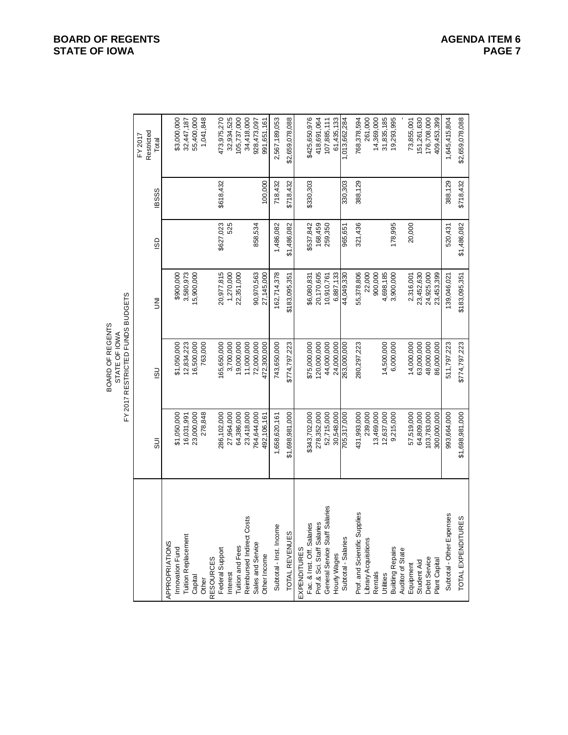BOARD OF REGENTS
STATE OF IOWA
FY 2017 RESTRICTED FUNDS BUDGETS

| | SUI | ISU | UNI | ISD | IBSSS | FY 2017 Restricted Total |
|---|---|---|---|---|---|---|
| APPROPRIATIONS | | | | | | |
| Innovation Fund | $1,050,000 | $1,050,000 | $900,000 | | | $3,000,000 |
| Tuition Replacement | 16,031,991 | 12,834,223 | 3,580,973 | | | 32,447,187 |
| Capital | 23,000,000 | 16,500,000 | 15,900,000 | | | 55,400,000 |
| Other | 278,848 | 763,000 | | | | 1,041,848 |
| RESOURCES | | | | | | |
| Federal Support | 286,102,000 | 165,650,000 | 20,977,815 | $627,023 | $618,432 | 473,975,270 |
| Interest | 27,964,000 | 3,700,000 | 1,270,000 | 525 | | 32,934,525 |
| Tuition and Fees | 64,386,000 | 19,000,000 | 22,351,000 | | | 105,737,000 |
| Reimbursed Indirect Costs | 23,418,000 | 11,000,000 | | | | 34,418,000 |
| Sales and Service | 764,644,000 | 72,000,000 | 90,970,563 | 858,534 | | 928,473,097 |
| Other Income | 492,106,161 | 472,300,000 | 27,145,000 | | 100,000 | 991,651,161 |
| Subtotal - Inst. Income | 1,658,620,161 | 743,650,000 | 162,714,378 | 1,486,082 | 718,432 | 2,567,189,053 |
| TOTAL REVENUES | $1,698,981,000 | $774,797,223 | $183,095,351 | $1,486,082 | $718,432 | $2,659,078,088 |
| EXPENDITURES | | | | | | |
| Fac. & Inst. Off. Salaries | $343,702,000 | $75,000,000 | $6,080,831 | $537,842 | $330,303 | $425,650,976 |
| Prof.& Sci. Staff Salaries | 278,352,000 | 120,000,000 | 20,170,605 | 168,459 | | 418,691,064 |
| General Service Staff Salaries | 52,715,000 | 44,000,000 | 10,910,761 | 259,350 | | 107,885,111 |
| Hourly Wages | 30,548,000 | 24,000,000 | 6,887,133 | | | 61,435,133 |
| Subtotal - Salaries | 705,317,000 | 263,000,000 | 44,049,330 | 965,651 | 330,303 | 1,013,662,284 |
| Prof. and Scientific Supplies | 431,993,000 | 280,297,223 | 55,378,806 | 321,436 | 388,129 | 768,378,594 |
| Library Acquisitions | 239,000 | | 22,000 | | | 261,000 |
| Rentals | 13,469,000 | | 900,000 | | | 14,369,000 |
| Utilities | 12,637,000 | 14,500,000 | 4,698,185 | | | 31,835,185 |
| Building Repairs | 9,215,000 | 6,000,000 | 3,900,000 | 178,995 | | 19,293,995 |
| Auditor of State | | | | | | - |
| Equipment | 57,519,000 | 14,000,000 | 2,316,001 | 20,000 | | 73,855,001 |
| Student Aid | 64,809,000 | 63,000,000 | 23,452,630 | | | 151,261,630 |
| Debt Service | 103,783,000 | 48,000,000 | 24,925,000 | | | 176,708,000 |
| Plant Capital | 300,000,000 | 86,000,000 | 23,453,399 | | | 409,453,399 |
| Subtotal - Other Expenses | 993,664,000 | 511,797,223 | 139,046,021 | 520,431 | 388,129 | 1,645,415,804 |
| TOTAL EXPENDITURES | $1,698,981,000 | $774,797,223 | $183,095,351 | $1,486,082 | $718,432 | $2,659,078,088 |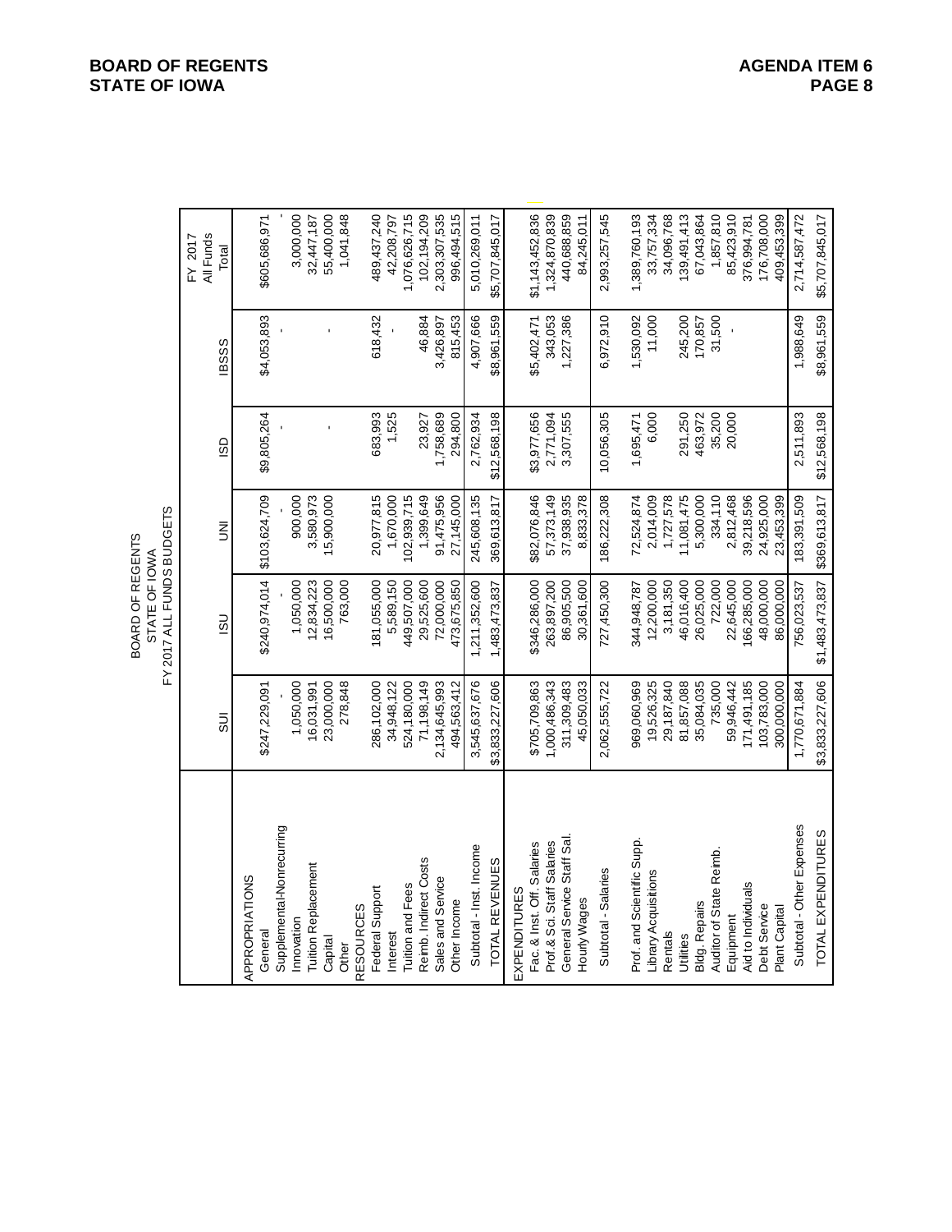BOARD OF REGENTS
STATE OF IOWA
FY 2017 ALL FUNDS BUDGETS

| | SUI | ISU | UNI | ISD | IBSSS | FY 2017 All Funds Total |
|---|---|---|---|---|---|---|
| APPROPRIATIONS | | | | | | |
| General | $247,229,091 | $240,974,014 | $103,624,709 | $9,805,264 | $4,053,893 | $605,686,971 |
| Supplemental-Nonrecurring | - | - | - | - | - | - |
| Innovation | 1,050,000 | 1,050,000 | 900,000 | | | 3,000,000 |
| Tuition Replacement | 16,031,991 | 12,834,223 | 3,580,973 | | | 32,447,187 |
| Capital | 23,000,000 | 16,500,000 | 15,900,000 | - | - | 55,400,000 |
| Other | 278,848 | 763,000 | | | | 1,041,848 |
| RESOURCES | | | | | | |
| Federal Support | 286,102,000 | 181,055,000 | 20,977,815 | 683,993 | 618,432 | 489,437,240 |
| Interest | 34,948,122 | 5,589,150 | 1,670,000 | 1,525 | - | 42,208,797 |
| Tuition and Fees | 524,180,000 | 449,507,000 | 102,939,715 | | | 1,076,626,715 |
| Reimb. Indirect Costs | 71,198,149 | 29,525,600 | 1,399,649 | 23,927 | 46,884 | 102,194,209 |
| Sales and Service | 2,134,645,993 | 72,000,000 | 91,475,956 | 1,758,689 | 3,426,897 | 2,303,307,535 |
| Other Income | 494,563,412 | 473,675,850 | 27,145,000 | 294,800 | 815,453 | 996,494,515 |
| Subtotal - Inst. Income | 3,545,637,676 | 1,211,352,600 | 245,608,135 | 2,762,934 | 4,907,666 | 5,010,269,011 |
| TOTAL REVENUES | $3,833,227,606 | 1,483,473,837 | 369,613,817 | $12,568,198 | $8,961,559 | $5,707,845,017 |
| EXPENDITURES | | | | | | |
| Fac. & Inst. Off. Salaries | $705,709,863 | $346,286,000 | $82,076,846 | $3,977,656 | $5,402,471 | $1,143,452,836 |
| Prof.& Sci. Staff Salaries | 1,000,486,343 | 263,897,200 | 57,373,149 | 2,771,094 | 343,053 | 1,324,870,839 |
| General Service Staff Sal. | 311,309,483 | 86,905,500 | 37,938,935 | 3,307,555 | 1,227,386 | 440,688,859 |
| Hourly Wages | 45,050,033 | 30,361,600 | 8,833,378 | | | 84,245,011 |
| Subtotal - Salaries | 2,062,555,722 | 727,450,300 | 186,222,308 | 10,056,305 | 6,972,910 | 2,993,257,545 |
| Prof. and Scientific Supp. | 969,060,969 | 344,948,787 | 72,524,874 | 1,695,471 | 1,530,092 | 1,389,760,193 |
| Library Acquisitions | 19,526,325 | 12,200,000 | 2,014,009 | 6,000 | 11,000 | 33,757,334 |
| Rentals | 29,187,840 | 3,181,350 | 1,727,578 | | | 34,096,768 |
| Utilities | 81,857,088 | 46,016,400 | 11,081,475 | 291,250 | 245,200 | 139,491,413 |
| Bldg. Repairs | 35,084,035 | 26,025,000 | 5,300,000 | 463,972 | 170,857 | 67,043,864 |
| Auditor of State Reimb. | 735,000 | 722,000 | 334,110 | 35,200 | 31,500 | 1,857,810 |
| Equipment | 59,946,442 | 22,645,000 | 2,812,468 | 20,000 | - | 85,423,910 |
| Aid to Individuals | 171,491,185 | 166,285,000 | 39,218,596 | | | 376,994,781 |
| Debt Service | 103,783,000 | 48,000,000 | 24,925,000 | | | 176,708,000 |
| Plant Capital | 300,000,000 | 86,000,000 | 23,453,399 | | | 409,453,399 |
| Subtotal - Other Expenses | 1,770,671,884 | 756,023,537 | 183,391,509 | 2,511,893 | 1,988,649 | 2,714,587,472 |
| TOTAL EXPENDITURES | $3,833,227,606 | $1,483,473,837 | $369,613,817 | $12,568,198 | $8,961,559 | $5,707,845,017 |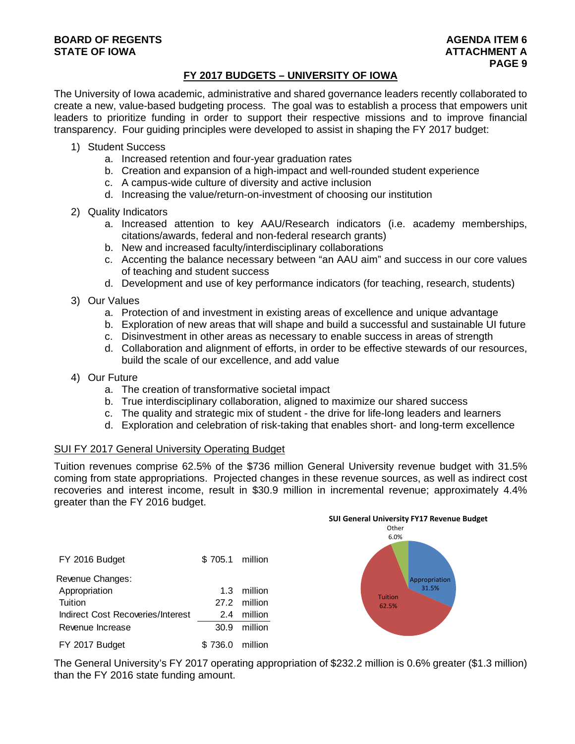## FY 2017 BUDGETS – UNIVERSITY OF IOWA

The University of Iowa academic, administrative and shared governance leaders recently collaborated to create a new, value-based budgeting process. The goal was to establish a process that empowers unit leaders to prioritize funding in order to support their respective missions and to improve financial transparency. Four guiding principles were developed to assist in shaping the FY 2017 budget:

1) Student Success
   a. Increased retention and four-year graduation rates
   b. Creation and expansion of a high-impact and well-rounded student experience
   c. A campus-wide culture of diversity and active inclusion
   d. Increasing the value/return-on-investment of choosing our institution
2) Quality Indicators
   a. Increased attention to key AAU/Research indicators (i.e. academy memberships, citations/awards, federal and non-federal research grants)
   b. New and increased faculty/interdisciplinary collaborations
   c. Accenting the balance necessary between "an AAU aim" and success in our core values of teaching and student success
   d. Development and use of key performance indicators (for teaching, research, students)
3) Our Values
   a. Protection of and investment in existing areas of excellence and unique advantage
   b. Exploration of new areas that will shape and build a successful and sustainable UI future
   c. Disinvestment in other areas as necessary to enable success in areas of strength
   d. Collaboration and alignment of efforts, in order to be effective stewards of our resources, build the scale of our excellence, and add value
4) Our Future
   a. The creation of transformative societal impact
   b. True interdisciplinary collaboration, aligned to maximize our shared success
   c. The quality and strategic mix of student - the drive for life-long leaders and learners
   d. Exploration and celebration of risk-taking that enables short- and long-term excellence

### SUI FY 2017 General University Operating Budget

Tuition revenues comprise 62.5% of the $736 million General University revenue budget with 31.5% coming from state appropriations. Projected changes in these revenue sources, as well as indirect cost recoveries and interest income, result in $30.9 million in incremental revenue; approximately 4.4% greater than the FY 2016 budget.

| | | |
|---|---|---|
| FY 2016 Budget | $ 705.1 | million |
| Revenue Changes: | | |
| Appropriation | 1.3 | million |
| Tuition | 27.2 | million |
| Indirect Cost Recoveries/Interest | 2.4 | million |
| Revenue Increase | 30.9 | million |
| FY 2017 Budget | $ 736.0 | million |

**SUI General University FY17 Revenue Budget**

| Source | Share |
|---|---|
| Appropriation | 31.5% |
| Tuition | 62.5% |
| Other | 6.0% |

The General University's FY 2017 operating appropriation of $232.2 million is 0.6% greater ($1.3 million) than the FY 2016 state funding amount.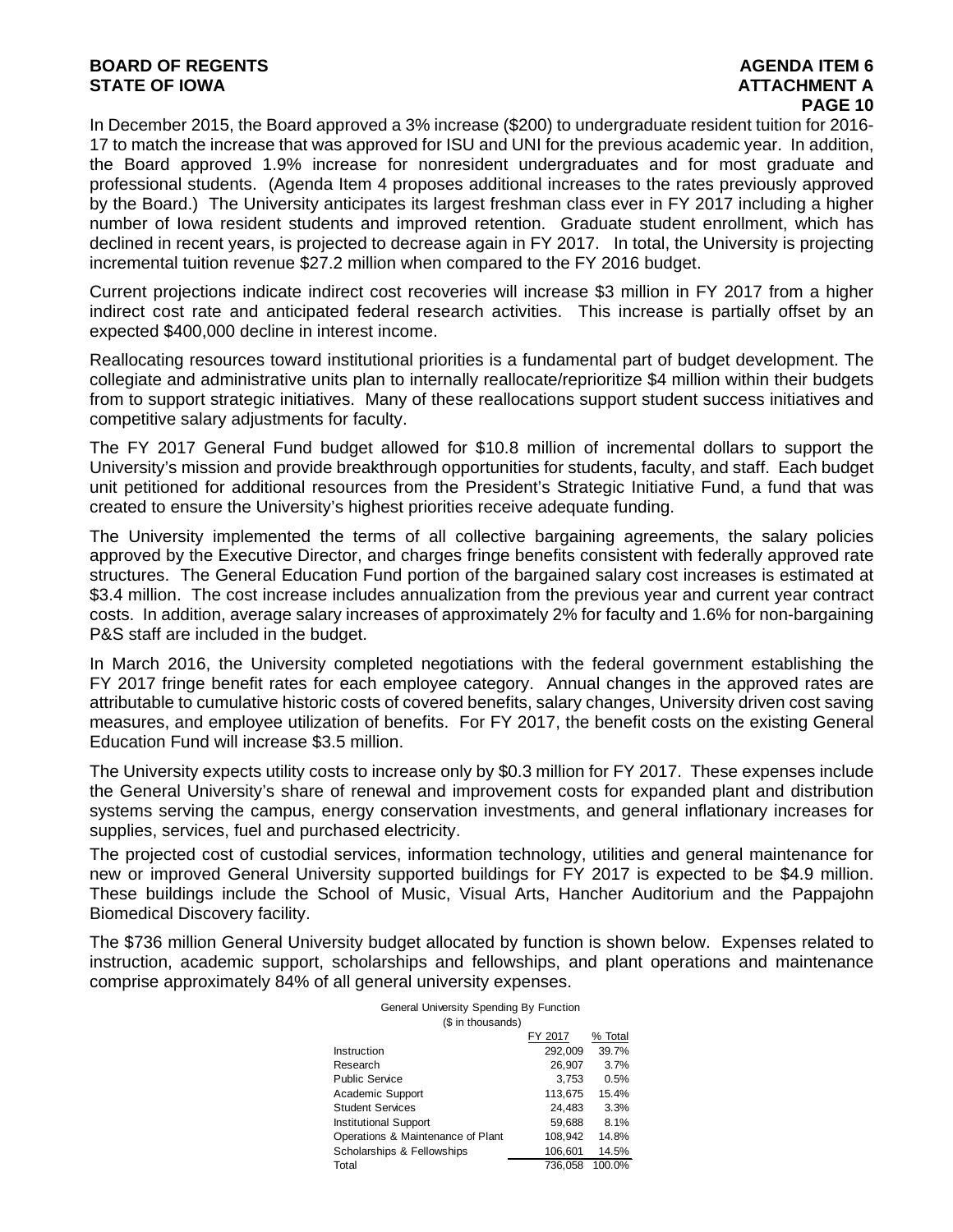In December 2015, the Board approved a 3% increase ($200) to undergraduate resident tuition for 2016-17 to match the increase that was approved for ISU and UNI for the previous academic year. In addition, the Board approved 1.9% increase for nonresident undergraduates and for most graduate and professional students. (Agenda Item 4 proposes additional increases to the rates previously approved by the Board.) The University anticipates its largest freshman class ever in FY 2017 including a higher number of Iowa resident students and improved retention. Graduate student enrollment, which has declined in recent years, is projected to decrease again in FY 2017. In total, the University is projecting incremental tuition revenue $27.2 million when compared to the FY 2016 budget.

Current projections indicate indirect cost recoveries will increase $3 million in FY 2017 from a higher indirect cost rate and anticipated federal research activities. This increase is partially offset by an expected $400,000 decline in interest income.

Reallocating resources toward institutional priorities is a fundamental part of budget development. The collegiate and administrative units plan to internally reallocate/reprioritize $4 million within their budgets from to support strategic initiatives. Many of these reallocations support student success initiatives and competitive salary adjustments for faculty.

The FY 2017 General Fund budget allowed for $10.8 million of incremental dollars to support the University's mission and provide breakthrough opportunities for students, faculty, and staff. Each budget unit petitioned for additional resources from the President's Strategic Initiative Fund, a fund that was created to ensure the University's highest priorities receive adequate funding.

The University implemented the terms of all collective bargaining agreements, the salary policies approved by the Executive Director, and charges fringe benefits consistent with federally approved rate structures. The General Education Fund portion of the bargained salary cost increases is estimated at $3.4 million. The cost increase includes annualization from the previous year and current year contract costs. In addition, average salary increases of approximately 2% for faculty and 1.6% for non-bargaining P&S staff are included in the budget.

In March 2016, the University completed negotiations with the federal government establishing the FY 2017 fringe benefit rates for each employee category. Annual changes in the approved rates are attributable to cumulative historic costs of covered benefits, salary changes, University driven cost saving measures, and employee utilization of benefits. For FY 2017, the benefit costs on the existing General Education Fund will increase $3.5 million.

The University expects utility costs to increase only by $0.3 million for FY 2017. These expenses include the General University's share of renewal and improvement costs for expanded plant and distribution systems serving the campus, energy conservation investments, and general inflationary increases for supplies, services, fuel and purchased electricity.

The projected cost of custodial services, information technology, utilities and general maintenance for new or improved General University supported buildings for FY 2017 is expected to be $4.9 million. These buildings include the School of Music, Visual Arts, Hancher Auditorium and the Pappajohn Biomedical Discovery facility.

The $736 million General University budget allocated by function is shown below. Expenses related to instruction, academic support, scholarships and fellowships, and plant operations and maintenance comprise approximately 84% of all general university expenses.

General University Spending By Function
($ in thousands)

| | FY 2017 | % Total |
|---|---|---|
| Instruction | 292,009 | 39.7% |
| Research | 26,907 | 3.7% |
| Public Service | 3,753 | 0.5% |
| Academic Support | 113,675 | 15.4% |
| Student Services | 24,483 | 3.3% |
| Institutional Support | 59,688 | 8.1% |
| Operations & Maintenance of Plant | 108,942 | 14.8% |
| Scholarships & Fellowships | 106,601 | 14.5% |
| Total | 736,058 | 100.0% |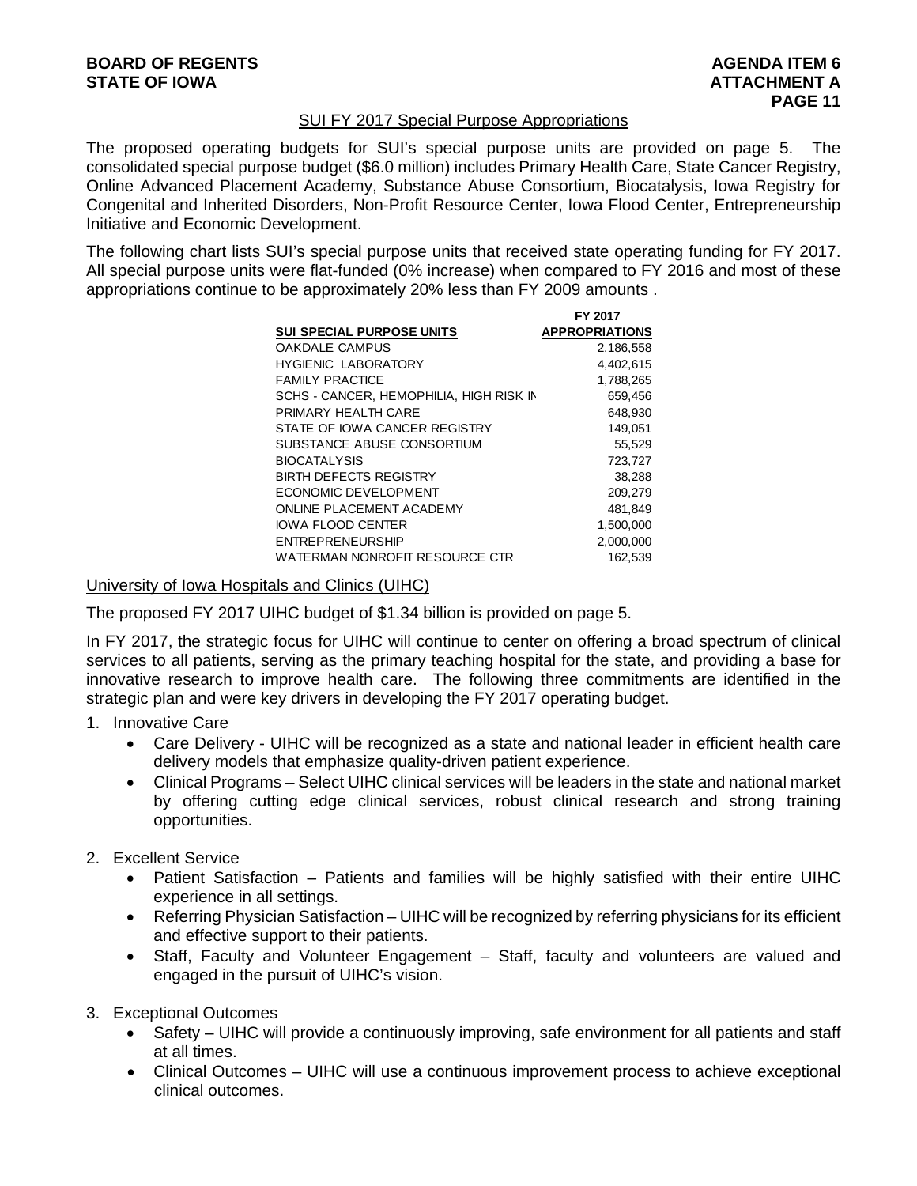## SUI FY 2017 Special Purpose Appropriations

The proposed operating budgets for SUI's special purpose units are provided on page 5. The consolidated special purpose budget ($6.0 million) includes Primary Health Care, State Cancer Registry, Online Advanced Placement Academy, Substance Abuse Consortium, Biocatalysis, Iowa Registry for Congenital and Inherited Disorders, Non-Profit Resource Center, Iowa Flood Center, Entrepreneurship Initiative and Economic Development.

The following chart lists SUI's special purpose units that received state operating funding for FY 2017. All special purpose units were flat-funded (0% increase) when compared to FY 2016 and most of these appropriations continue to be approximately 20% less than FY 2009 amounts .

| SUI SPECIAL PURPOSE UNITS | FY 2017 APPROPRIATIONS |
|---|---|
| OAKDALE CAMPUS | 2,186,558 |
| HYGIENIC LABORATORY | 4,402,615 |
| FAMILY PRACTICE | 1,788,265 |
| SCHS - CANCER, HEMOPHILIA, HIGH RISK IN | 659,456 |
| PRIMARY HEALTH CARE | 648,930 |
| STATE OF IOWA CANCER REGISTRY | 149,051 |
| SUBSTANCE ABUSE CONSORTIUM | 55,529 |
| BIOCATALYSIS | 723,727 |
| BIRTH DEFECTS REGISTRY | 38,288 |
| ECONOMIC DEVELOPMENT | 209,279 |
| ONLINE PLACEMENT ACADEMY | 481,849 |
| IOWA FLOOD CENTER | 1,500,000 |
| ENTREPRENEURSHIP | 2,000,000 |
| WATERMAN NONROFIT RESOURCE CTR | 162,539 |

## University of Iowa Hospitals and Clinics (UIHC)

The proposed FY 2017 UIHC budget of $1.34 billion is provided on page 5.

In FY 2017, the strategic focus for UIHC will continue to center on offering a broad spectrum of clinical services to all patients, serving as the primary teaching hospital for the state, and providing a base for innovative research to improve health care. The following three commitments are identified in the strategic plan and were key drivers in developing the FY 2017 operating budget.

1. Innovative Care
   - Care Delivery - UIHC will be recognized as a state and national leader in efficient health care delivery models that emphasize quality-driven patient experience.
   - Clinical Programs – Select UIHC clinical services will be leaders in the state and national market by offering cutting edge clinical services, robust clinical research and strong training opportunities.

2. Excellent Service
   - Patient Satisfaction – Patients and families will be highly satisfied with their entire UIHC experience in all settings.
   - Referring Physician Satisfaction – UIHC will be recognized by referring physicians for its efficient and effective support to their patients.
   - Staff, Faculty and Volunteer Engagement – Staff, faculty and volunteers are valued and engaged in the pursuit of UIHC's vision.

3. Exceptional Outcomes
   - Safety – UIHC will provide a continuously improving, safe environment for all patients and staff at all times.
   - Clinical Outcomes – UIHC will use a continuous improvement process to achieve exceptional clinical outcomes.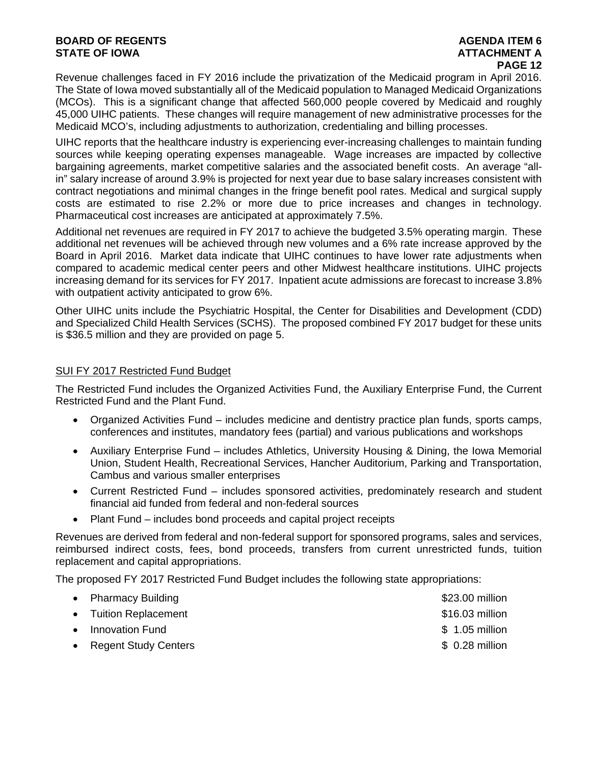Revenue challenges faced in FY 2016 include the privatization of the Medicaid program in April 2016. The State of Iowa moved substantially all of the Medicaid population to Managed Medicaid Organizations (MCOs). This is a significant change that affected 560,000 people covered by Medicaid and roughly 45,000 UIHC patients. These changes will require management of new administrative processes for the Medicaid MCO's, including adjustments to authorization, credentialing and billing processes.

UIHC reports that the healthcare industry is experiencing ever-increasing challenges to maintain funding sources while keeping operating expenses manageable. Wage increases are impacted by collective bargaining agreements, market competitive salaries and the associated benefit costs. An average "all-in" salary increase of around 3.9% is projected for next year due to base salary increases consistent with contract negotiations and minimal changes in the fringe benefit pool rates. Medical and surgical supply costs are estimated to rise 2.2% or more due to price increases and changes in technology. Pharmaceutical cost increases are anticipated at approximately 7.5%.

Additional net revenues are required in FY 2017 to achieve the budgeted 3.5% operating margin. These additional net revenues will be achieved through new volumes and a 6% rate increase approved by the Board in April 2016. Market data indicate that UIHC continues to have lower rate adjustments when compared to academic medical center peers and other Midwest healthcare institutions. UIHC projects increasing demand for its services for FY 2017. Inpatient acute admissions are forecast to increase 3.8% with outpatient activity anticipated to grow 6%.

Other UIHC units include the Psychiatric Hospital, the Center for Disabilities and Development (CDD) and Specialized Child Health Services (SCHS). The proposed combined FY 2017 budget for these units is $36.5 million and they are provided on page 5.

## SUI FY 2017 Restricted Fund Budget

The Restricted Fund includes the Organized Activities Fund, the Auxiliary Enterprise Fund, the Current Restricted Fund and the Plant Fund.

- Organized Activities Fund – includes medicine and dentistry practice plan funds, sports camps, conferences and institutes, mandatory fees (partial) and various publications and workshops
- Auxiliary Enterprise Fund – includes Athletics, University Housing & Dining, the Iowa Memorial Union, Student Health, Recreational Services, Hancher Auditorium, Parking and Transportation, Cambus and various smaller enterprises
- Current Restricted Fund – includes sponsored activities, predominately research and student financial aid funded from federal and non-federal sources
- Plant Fund – includes bond proceeds and capital project receipts

Revenues are derived from federal and non-federal support for sponsored programs, sales and services, reimbursed indirect costs, fees, bond proceeds, transfers from current unrestricted funds, tuition replacement and capital appropriations.

The proposed FY 2017 Restricted Fund Budget includes the following state appropriations:

- Pharmacy Building — $23.00 million
- Tuition Replacement — $16.03 million
- Innovation Fund — $ 1.05 million
- Regent Study Centers — $ 0.28 million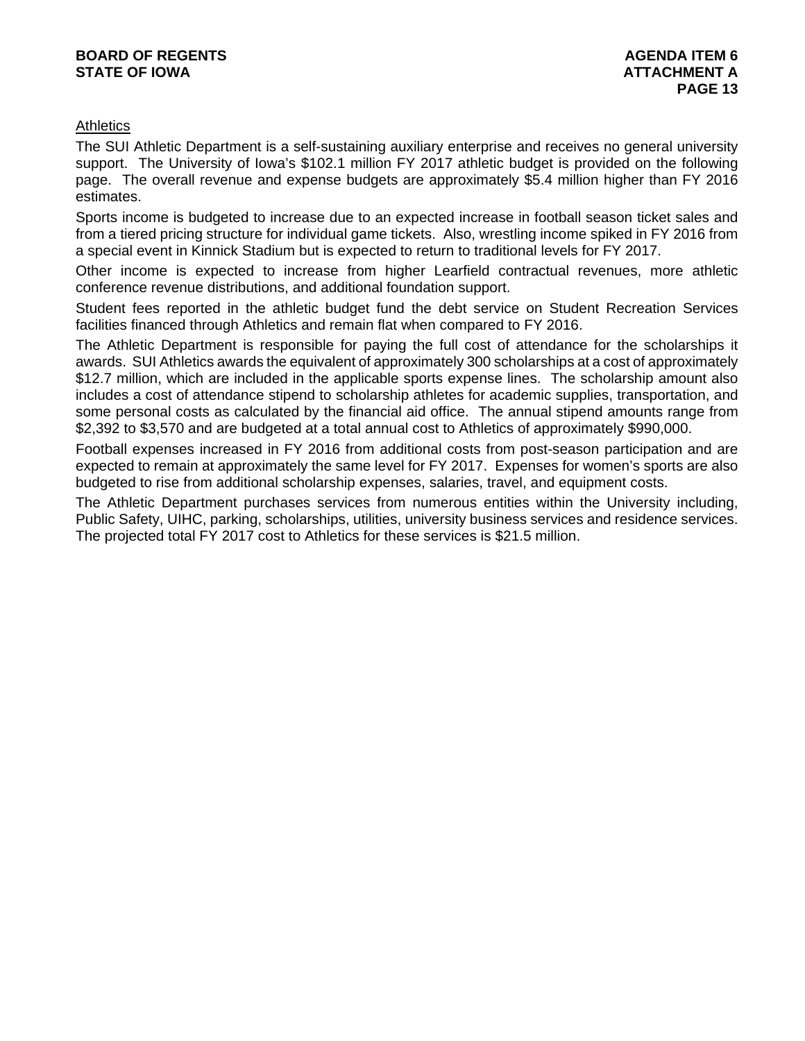## Athletics

The SUI Athletic Department is a self-sustaining auxiliary enterprise and receives no general university support. The University of Iowa's $102.1 million FY 2017 athletic budget is provided on the following page. The overall revenue and expense budgets are approximately $5.4 million higher than FY 2016 estimates.

Sports income is budgeted to increase due to an expected increase in football season ticket sales and from a tiered pricing structure for individual game tickets. Also, wrestling income spiked in FY 2016 from a special event in Kinnick Stadium but is expected to return to traditional levels for FY 2017.

Other income is expected to increase from higher Learfield contractual revenues, more athletic conference revenue distributions, and additional foundation support.

Student fees reported in the athletic budget fund the debt service on Student Recreation Services facilities financed through Athletics and remain flat when compared to FY 2016.

The Athletic Department is responsible for paying the full cost of attendance for the scholarships it awards. SUI Athletics awards the equivalent of approximately 300 scholarships at a cost of approximately $12.7 million, which are included in the applicable sports expense lines. The scholarship amount also includes a cost of attendance stipend to scholarship athletes for academic supplies, transportation, and some personal costs as calculated by the financial aid office. The annual stipend amounts range from $2,392 to $3,570 and are budgeted at a total annual cost to Athletics of approximately $990,000.

Football expenses increased in FY 2016 from additional costs from post-season participation and are expected to remain at approximately the same level for FY 2017. Expenses for women's sports are also budgeted to rise from additional scholarship expenses, salaries, travel, and equipment costs.

The Athletic Department purchases services from numerous entities within the University including, Public Safety, UIHC, parking, scholarships, utilities, university business services and residence services. The projected total FY 2017 cost to Athletics for these services is $21.5 million.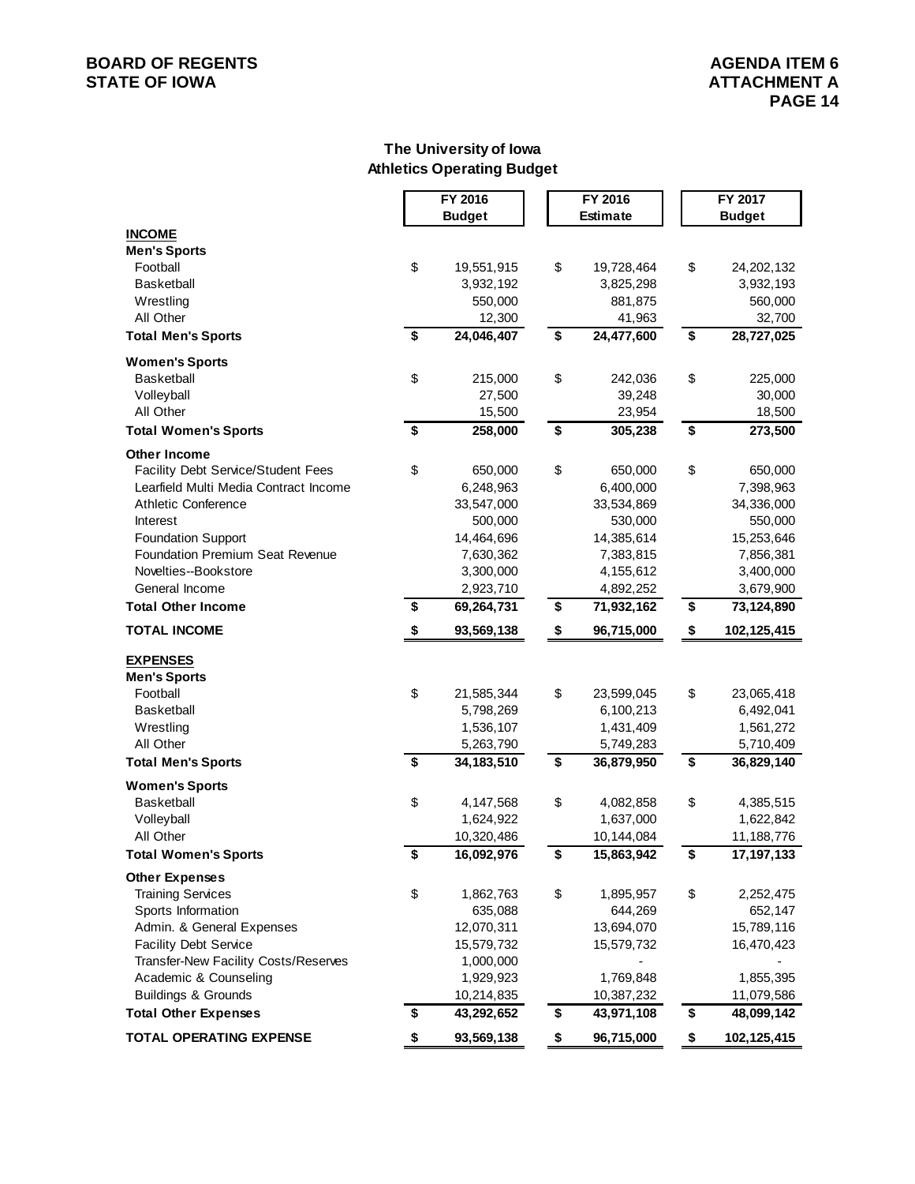## The University of Iowa
### Athletics Operating Budget

| | FY 2016 Budget | FY 2016 Estimate | FY 2017 Budget |
|---|---|---|---|
| **INCOME** | | | |
| **Men's Sports** | | | |
| Football | $ 19,551,915 | $ 19,728,464 | $ 24,202,132 |
| Basketball | 3,932,192 | 3,825,298 | 3,932,193 |
| Wrestling | 550,000 | 881,875 | 560,000 |
| All Other | 12,300 | 41,963 | 32,700 |
| **Total Men's Sports** | **$ 24,046,407** | **$ 24,477,600** | **$ 28,727,025** |
| **Women's Sports** | | | |
| Basketball | $ 215,000 | $ 242,036 | $ 225,000 |
| Volleyball | 27,500 | 39,248 | 30,000 |
| All Other | 15,500 | 23,954 | 18,500 |
| **Total Women's Sports** | **$ 258,000** | **$ 305,238** | **$ 273,500** |
| **Other Income** | | | |
| Facility Debt Service/Student Fees | $ 650,000 | $ 650,000 | $ 650,000 |
| Learfield Multi Media Contract Income | 6,248,963 | 6,400,000 | 7,398,963 |
| Athletic Conference | 33,547,000 | 33,534,869 | 34,336,000 |
| Interest | 500,000 | 530,000 | 550,000 |
| Foundation Support | 14,464,696 | 14,385,614 | 15,253,646 |
| Foundation Premium Seat Revenue | 7,630,362 | 7,383,815 | 7,856,381 |
| Novelties--Bookstore | 3,300,000 | 4,155,612 | 3,400,000 |
| General Income | 2,923,710 | 4,892,252 | 3,679,900 |
| **Total Other Income** | **$ 69,264,731** | **$ 71,932,162** | **$ 73,124,890** |
| **TOTAL INCOME** | **$ 93,569,138** | **$ 96,715,000** | **$ 102,125,415** |
| **EXPENSES** | | | |
| **Men's Sports** | | | |
| Football | $ 21,585,344 | $ 23,599,045 | $ 23,065,418 |
| Basketball | 5,798,269 | 6,100,213 | 6,492,041 |
| Wrestling | 1,536,107 | 1,431,409 | 1,561,272 |
| All Other | 5,263,790 | 5,749,283 | 5,710,409 |
| **Total Men's Sports** | **$ 34,183,510** | **$ 36,879,950** | **$ 36,829,140** |
| **Women's Sports** | | | |
| Basketball | $ 4,147,568 | $ 4,082,858 | $ 4,385,515 |
| Volleyball | 1,624,922 | 1,637,000 | 1,622,842 |
| All Other | 10,320,486 | 10,144,084 | 11,188,776 |
| **Total Women's Sports** | **$ 16,092,976** | **$ 15,863,942** | **$ 17,197,133** |
| **Other Expenses** | | | |
| Training Services | $ 1,862,763 | $ 1,895,957 | $ 2,252,475 |
| Sports Information | 635,088 | 644,269 | 652,147 |
| Admin. & General Expenses | 12,070,311 | 13,694,070 | 15,789,116 |
| Facility Debt Service | 15,579,732 | 15,579,732 | 16,470,423 |
| Transfer-New Facility Costs/Reserves | 1,000,000 | - | - |
| Academic & Counseling | 1,929,923 | 1,769,848 | 1,855,395 |
| Buildings & Grounds | 10,214,835 | 10,387,232 | 11,079,586 |
| **Total Other Expenses** | **$ 43,292,652** | **$ 43,971,108** | **$ 48,099,142** |
| **TOTAL OPERATING EXPENSE** | **$ 93,569,138** | **$ 96,715,000** | **$ 102,125,415** |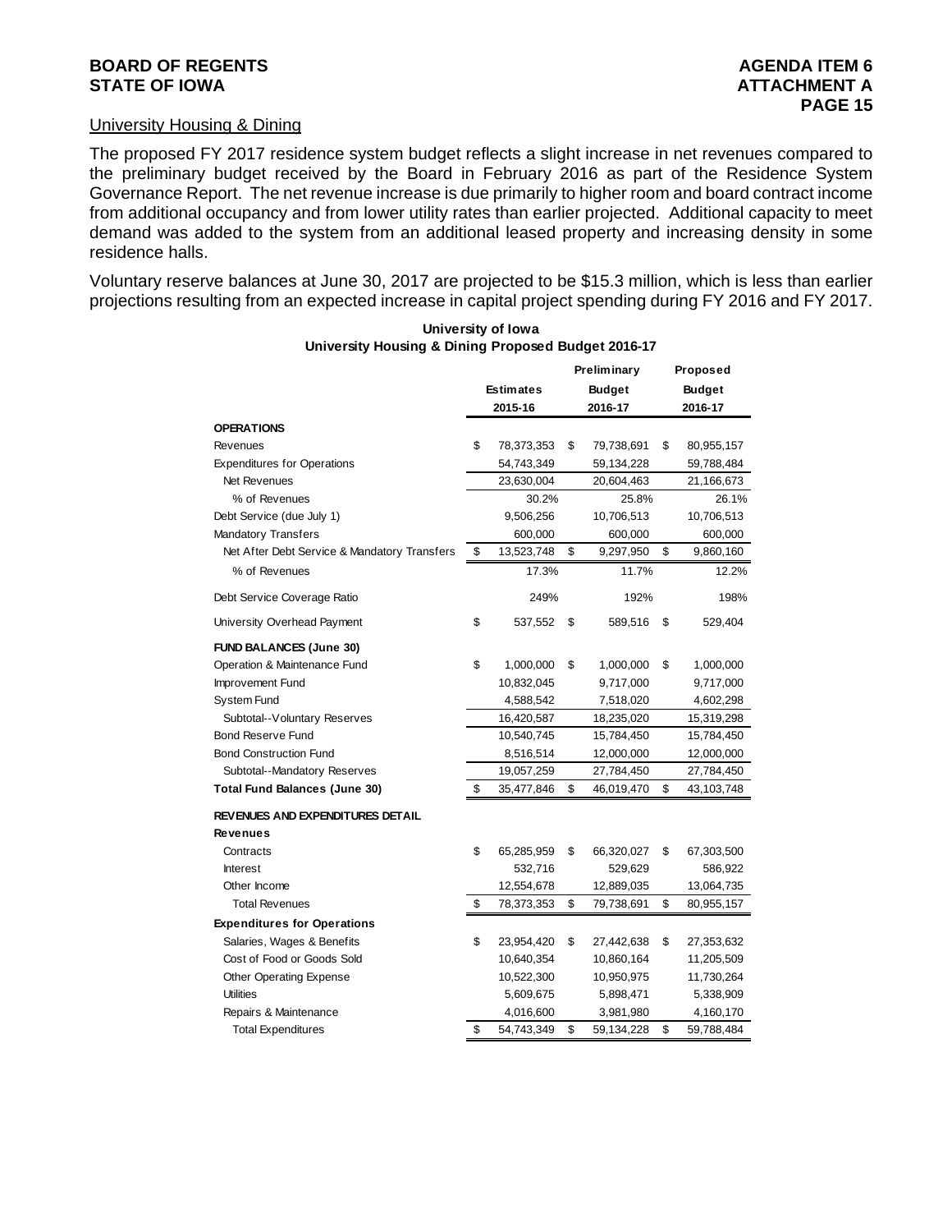## University Housing & Dining

The proposed FY 2017 residence system budget reflects a slight increase in net revenues compared to the preliminary budget received by the Board in February 2016 as part of the Residence System Governance Report. The net revenue increase is due primarily to higher room and board contract income from additional occupancy and from lower utility rates than earlier projected. Additional capacity to meet demand was added to the system from an additional leased property and increasing density in some residence halls.

Voluntary reserve balances at June 30, 2017 are projected to be $15.3 million, which is less than earlier projections resulting from an expected increase in capital project spending during FY 2016 and FY 2017.

**University of Iowa**
**University Housing & Dining Proposed Budget 2016-17**

| | Estimates 2015-16 | Preliminary Budget 2016-17 | Proposed Budget 2016-17 |
|---|---|---|---|
| **OPERATIONS** | | | |
| Revenues | $ 78,373,353 | $ 79,738,691 | $ 80,955,157 |
| Expenditures for Operations | 54,743,349 | 59,134,228 | 59,788,484 |
| Net Revenues | 23,630,004 | 20,604,463 | 21,166,673 |
| % of Revenues | 30.2% | 25.8% | 26.1% |
| Debt Service (due July 1) | 9,506,256 | 10,706,513 | 10,706,513 |
| Mandatory Transfers | 600,000 | 600,000 | 600,000 |
| Net After Debt Service & Mandatory Transfers | $ 13,523,748 | $ 9,297,950 | $ 9,860,160 |
| % of Revenues | 17.3% | 11.7% | 12.2% |
| Debt Service Coverage Ratio | 249% | 192% | 198% |
| University Overhead Payment | $ 537,552 | $ 589,516 | $ 529,404 |
| **FUND BALANCES (June 30)** | | | |
| Operation & Maintenance Fund | $ 1,000,000 | $ 1,000,000 | $ 1,000,000 |
| Improvement Fund | 10,832,045 | 9,717,000 | 9,717,000 |
| System Fund | 4,588,542 | 7,518,020 | 4,602,298 |
| Subtotal--Voluntary Reserves | 16,420,587 | 18,235,020 | 15,319,298 |
| Bond Reserve Fund | 10,540,745 | 15,784,450 | 15,784,450 |
| Bond Construction Fund | 8,516,514 | 12,000,000 | 12,000,000 |
| Subtotal--Mandatory Reserves | 19,057,259 | 27,784,450 | 27,784,450 |
| **Total Fund Balances (June 30)** | $ 35,477,846 | $ 46,019,470 | $ 43,103,748 |
| **REVENUES AND EXPENDITURES DETAIL** | | | |
| **Revenues** | | | |
| Contracts | $ 65,285,959 | $ 66,320,027 | $ 67,303,500 |
| Interest | 532,716 | 529,629 | 586,922 |
| Other Income | 12,554,678 | 12,889,035 | 13,064,735 |
| Total Revenues | $ 78,373,353 | $ 79,738,691 | $ 80,955,157 |
| **Expenditures for Operations** | | | |
| Salaries, Wages & Benefits | $ 23,954,420 | $ 27,442,638 | $ 27,353,632 |
| Cost of Food or Goods Sold | 10,640,354 | 10,860,164 | 11,205,509 |
| Other Operating Expense | 10,522,300 | 10,950,975 | 11,730,264 |
| Utilities | 5,609,675 | 5,898,471 | 5,338,909 |
| Repairs & Maintenance | 4,016,600 | 3,981,980 | 4,160,170 |
| Total Expenditures | $ 54,743,349 | $ 59,134,228 | $ 59,788,484 |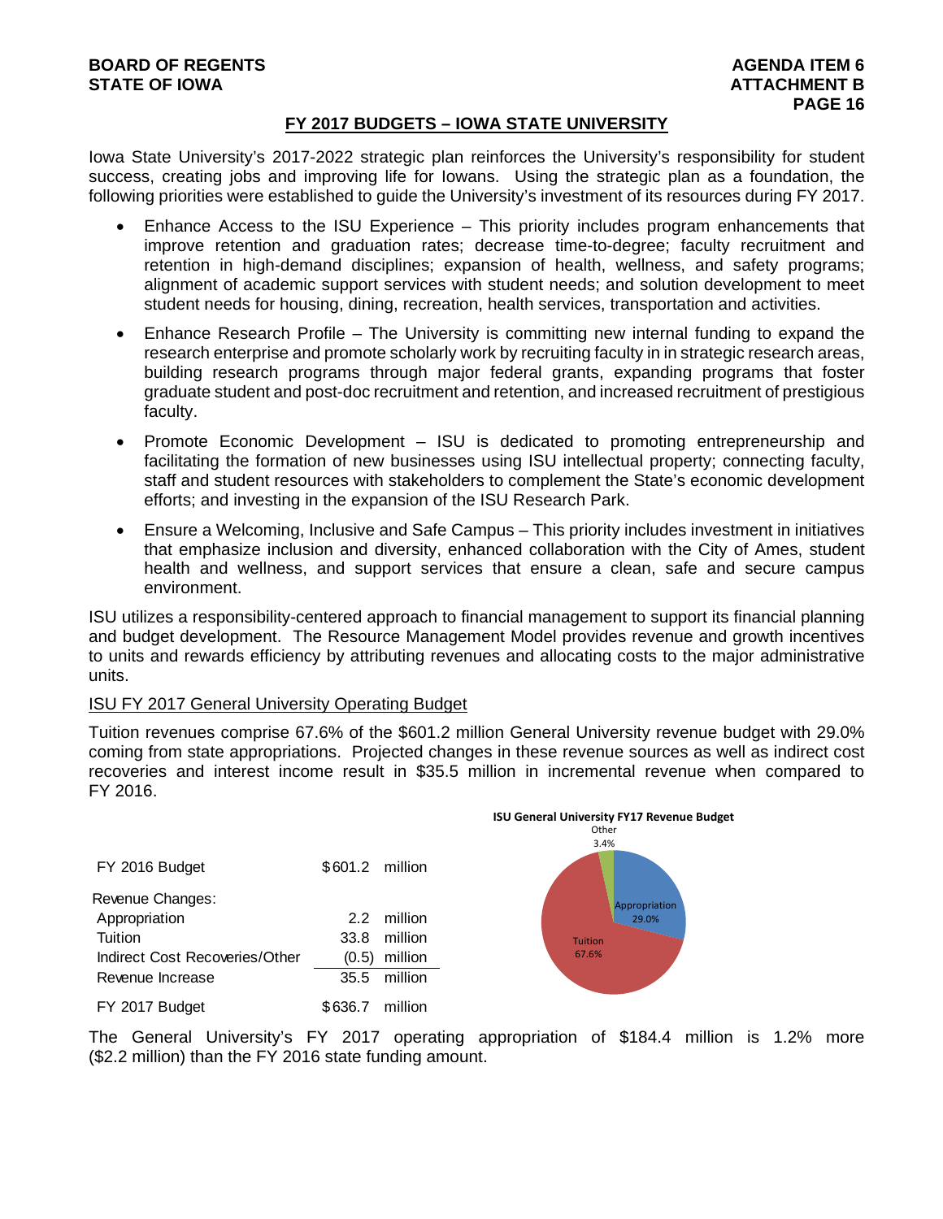**BOARD OF REGENTS**
**STATE OF IOWA**

**AGENDA ITEM 6**
**ATTACHMENT B**

## FY 2017 BUDGETS – IOWA STATE UNIVERSITY

Iowa State University's 2017-2022 strategic plan reinforces the University's responsibility for student success, creating jobs and improving life for Iowans. Using the strategic plan as a foundation, the following priorities were established to guide the University's investment of its resources during FY 2017.

- Enhance Access to the ISU Experience – This priority includes program enhancements that improve retention and graduation rates; decrease time-to-degree; faculty recruitment and retention in high-demand disciplines; expansion of health, wellness, and safety programs; alignment of academic support services with student needs; and solution development to meet student needs for housing, dining, recreation, health services, transportation and activities.
- Enhance Research Profile – The University is committing new internal funding to expand the research enterprise and promote scholarly work by recruiting faculty in in strategic research areas, building research programs through major federal grants, expanding programs that foster graduate student and post-doc recruitment and retention, and increased recruitment of prestigious faculty.
- Promote Economic Development – ISU is dedicated to promoting entrepreneurship and facilitating the formation of new businesses using ISU intellectual property; connecting faculty, staff and student resources with stakeholders to complement the State's economic development efforts; and investing in the expansion of the ISU Research Park.
- Ensure a Welcoming, Inclusive and Safe Campus – This priority includes investment in initiatives that emphasize inclusion and diversity, enhanced collaboration with the City of Ames, student health and wellness, and support services that ensure a clean, safe and secure campus environment.

ISU utilizes a responsibility-centered approach to financial management to support its financial planning and budget development. The Resource Management Model provides revenue and growth incentives to units and rewards efficiency by attributing revenues and allocating costs to the major administrative units.

### ISU FY 2017 General University Operating Budget

Tuition revenues comprise 67.6% of the $601.2 million General University revenue budget with 29.0% coming from state appropriations. Projected changes in these revenue sources as well as indirect cost recoveries and interest income result in $35.5 million in incremental revenue when compared to FY 2016.

| | | |
|---|---|---|
| FY 2016 Budget | $601.2 | million |
| Revenue Changes: | | |
| Appropriation | 2.2 | million |
| Tuition | 33.8 | million |
| Indirect Cost Recoveries/Other | (0.5) | million |
| Revenue Increase | 35.5 | million |
| FY 2017 Budget | $636.7 | million |

**ISU General University FY17 Revenue Budget**

| Source | Percent |
|---|---|
| Appropriation | 29.0% |
| Tuition | 67.6% |
| Other | 3.4% |

The General University's FY 2017 operating appropriation of $184.4 million is 1.2% more ($2.2 million) than the FY 2016 state funding amount.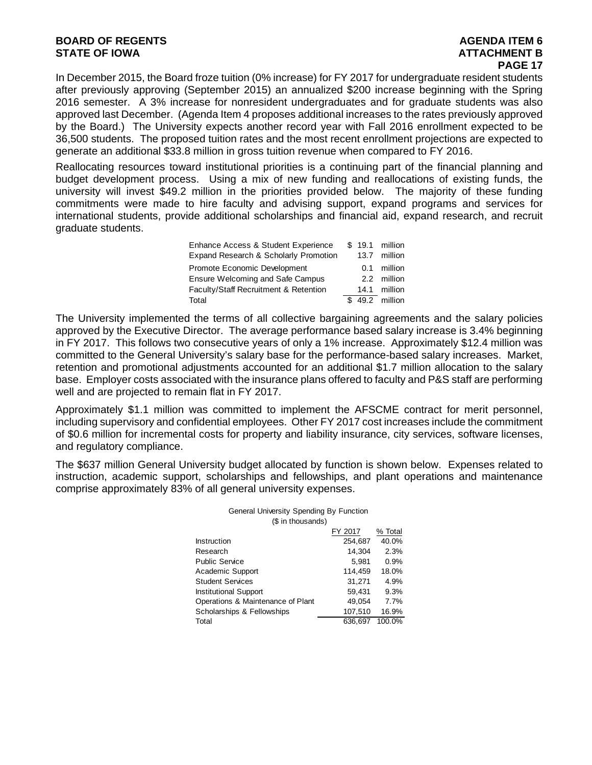In December 2015, the Board froze tuition (0% increase) for FY 2017 for undergraduate resident students after previously approving (September 2015) an annualized $200 increase beginning with the Spring 2016 semester. A 3% increase for nonresident undergraduates and for graduate students was also approved last December. (Agenda Item 4 proposes additional increases to the rates previously approved by the Board.) The University expects another record year with Fall 2016 enrollment expected to be 36,500 students. The proposed tuition rates and the most recent enrollment projections are expected to generate an additional $33.8 million in gross tuition revenue when compared to FY 2016.

Reallocating resources toward institutional priorities is a continuing part of the financial planning and budget development process. Using a mix of new funding and reallocations of existing funds, the university will invest $49.2 million in the priorities provided below. The majority of these funding commitments were made to hire faculty and advising support, expand programs and services for international students, provide additional scholarships and financial aid, expand research, and recruit graduate students.

| | | |
|---|---|---|
| Enhance Access & Student Experience | $ 19.1 | million |
| Expand Research & Scholarly Promotion | 13.7 | million |
| Promote Economic Development | 0.1 | million |
| Ensure Welcoming and Safe Campus | 2.2 | million |
| Faculty/Staff Recruitment & Retention | 14.1 | million |
| Total | $ 49.2 | million |

The University implemented the terms of all collective bargaining agreements and the salary policies approved by the Executive Director. The average performance based salary increase is 3.4% beginning in FY 2017. This follows two consecutive years of only a 1% increase. Approximately $12.4 million was committed to the General University's salary base for the performance-based salary increases. Market, retention and promotional adjustments accounted for an additional $1.7 million allocation to the salary base. Employer costs associated with the insurance plans offered to faculty and P&S staff are performing well and are projected to remain flat in FY 2017.

Approximately $1.1 million was committed to implement the AFSCME contract for merit personnel, including supervisory and confidential employees. Other FY 2017 cost increases include the commitment of $0.6 million for incremental costs for property and liability insurance, city services, software licenses, and regulatory compliance.

The $637 million General University budget allocated by function is shown below. Expenses related to instruction, academic support, scholarships and fellowships, and plant operations and maintenance comprise approximately 83% of all general university expenses.

General University Spending By Function
($ in thousands)

| | FY 2017 | % Total |
|---|---|---|
| Instruction | 254,687 | 40.0% |
| Research | 14,304 | 2.3% |
| Public Service | 5,981 | 0.9% |
| Academic Support | 114,459 | 18.0% |
| Student Services | 31,271 | 4.9% |
| Institutional Support | 59,431 | 9.3% |
| Operations & Maintenance of Plant | 49,054 | 7.7% |
| Scholarships & Fellowships | 107,510 | 16.9% |
| Total | 636,697 | 100.0% |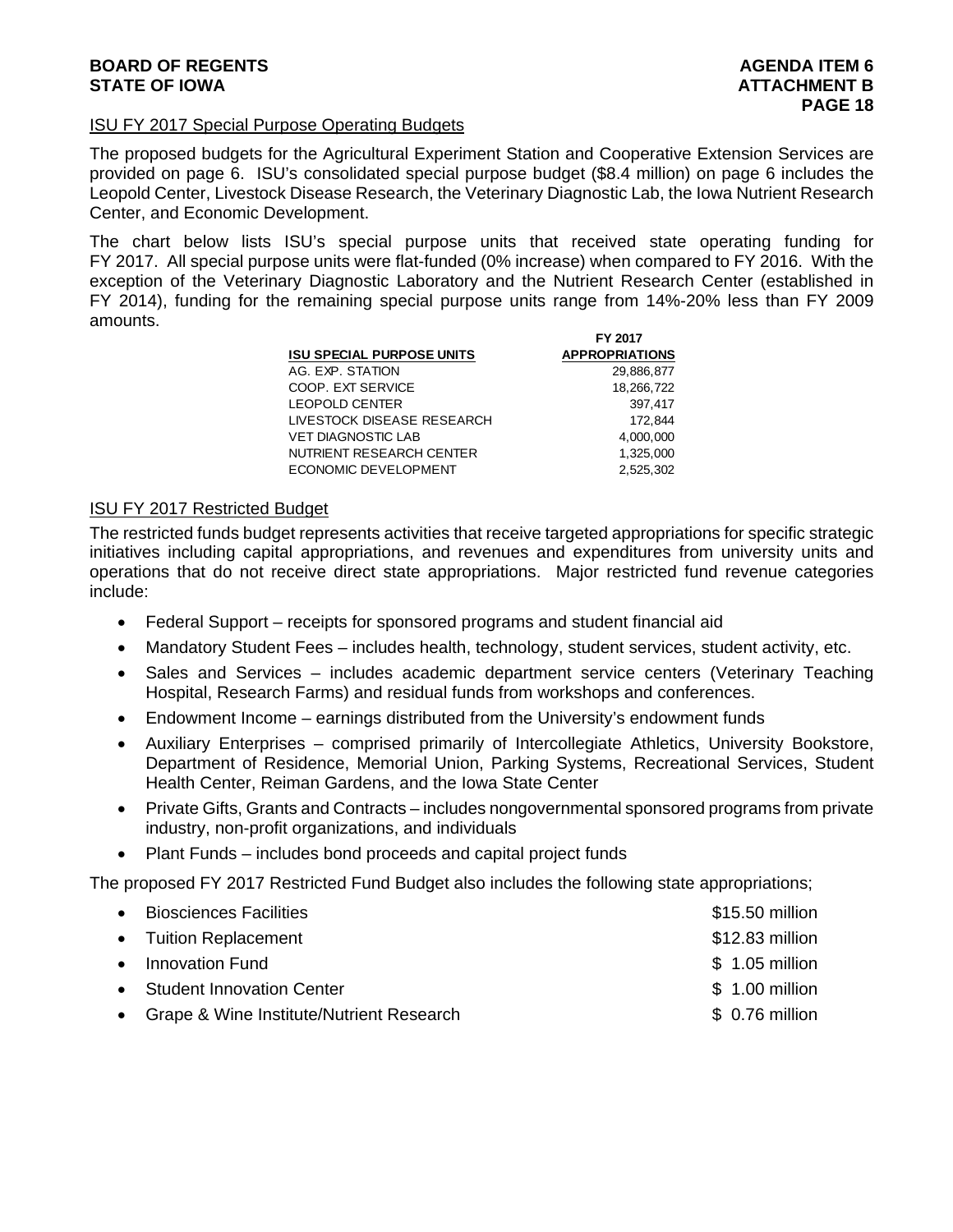## ISU FY 2017 Special Purpose Operating Budgets

The proposed budgets for the Agricultural Experiment Station and Cooperative Extension Services are provided on page 6. ISU's consolidated special purpose budget ($8.4 million) on page 6 includes the Leopold Center, Livestock Disease Research, the Veterinary Diagnostic Lab, the Iowa Nutrient Research Center, and Economic Development.

The chart below lists ISU's special purpose units that received state operating funding for FY 2017. All special purpose units were flat-funded (0% increase) when compared to FY 2016. With the exception of the Veterinary Diagnostic Laboratory and the Nutrient Research Center (established in FY 2014), funding for the remaining special purpose units range from 14%-20% less than FY 2009 amounts.

| ISU SPECIAL PURPOSE UNITS | FY 2017 APPROPRIATIONS |
|---|---|
| AG. EXP. STATION | 29,886,877 |
| COOP. EXT SERVICE | 18,266,722 |
| LEOPOLD CENTER | 397,417 |
| LIVESTOCK DISEASE RESEARCH | 172,844 |
| VET DIAGNOSTIC LAB | 4,000,000 |
| NUTRIENT RESEARCH CENTER | 1,325,000 |
| ECONOMIC DEVELOPMENT | 2,525,302 |

## ISU FY 2017 Restricted Budget

The restricted funds budget represents activities that receive targeted appropriations for specific strategic initiatives including capital appropriations, and revenues and expenditures from university units and operations that do not receive direct state appropriations. Major restricted fund revenue categories include:

- Federal Support – receipts for sponsored programs and student financial aid
- Mandatory Student Fees – includes health, technology, student services, student activity, etc.
- Sales and Services – includes academic department service centers (Veterinary Teaching Hospital, Research Farms) and residual funds from workshops and conferences.
- Endowment Income – earnings distributed from the University's endowment funds
- Auxiliary Enterprises – comprised primarily of Intercollegiate Athletics, University Bookstore, Department of Residence, Memorial Union, Parking Systems, Recreational Services, Student Health Center, Reiman Gardens, and the Iowa State Center
- Private Gifts, Grants and Contracts – includes nongovernmental sponsored programs from private industry, non-profit organizations, and individuals
- Plant Funds – includes bond proceeds and capital project funds

The proposed FY 2017 Restricted Fund Budget also includes the following state appropriations;

- Biosciences Facilities — $15.50 million
- Tuition Replacement — $12.83 million
- Innovation Fund — $ 1.05 million
- Student Innovation Center — $ 1.00 million
- Grape & Wine Institute/Nutrient Research — $ 0.76 million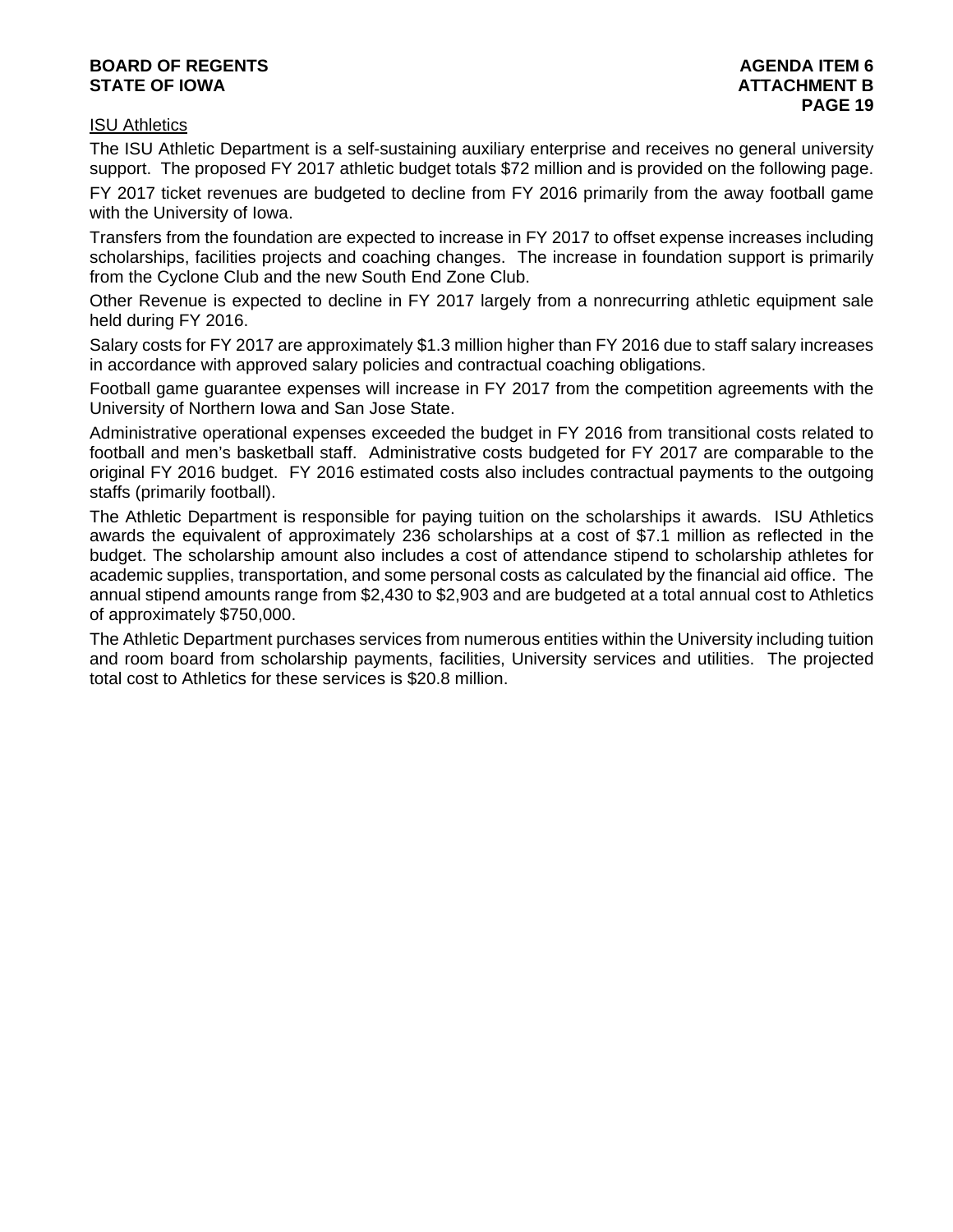## ISU Athletics

The ISU Athletic Department is a self-sustaining auxiliary enterprise and receives no general university support. The proposed FY 2017 athletic budget totals $72 million and is provided on the following page.

FY 2017 ticket revenues are budgeted to decline from FY 2016 primarily from the away football game with the University of Iowa.

Transfers from the foundation are expected to increase in FY 2017 to offset expense increases including scholarships, facilities projects and coaching changes. The increase in foundation support is primarily from the Cyclone Club and the new South End Zone Club.

Other Revenue is expected to decline in FY 2017 largely from a nonrecurring athletic equipment sale held during FY 2016.

Salary costs for FY 2017 are approximately $1.3 million higher than FY 2016 due to staff salary increases in accordance with approved salary policies and contractual coaching obligations.

Football game guarantee expenses will increase in FY 2017 from the competition agreements with the University of Northern Iowa and San Jose State.

Administrative operational expenses exceeded the budget in FY 2016 from transitional costs related to football and men's basketball staff. Administrative costs budgeted for FY 2017 are comparable to the original FY 2016 budget. FY 2016 estimated costs also includes contractual payments to the outgoing staffs (primarily football).

The Athletic Department is responsible for paying tuition on the scholarships it awards. ISU Athletics awards the equivalent of approximately 236 scholarships at a cost of $7.1 million as reflected in the budget. The scholarship amount also includes a cost of attendance stipend to scholarship athletes for academic supplies, transportation, and some personal costs as calculated by the financial aid office. The annual stipend amounts range from $2,430 to $2,903 and are budgeted at a total annual cost to Athletics of approximately $750,000.

The Athletic Department purchases services from numerous entities within the University including tuition and room board from scholarship payments, facilities, University services and utilities. The projected total cost to Athletics for these services is $20.8 million.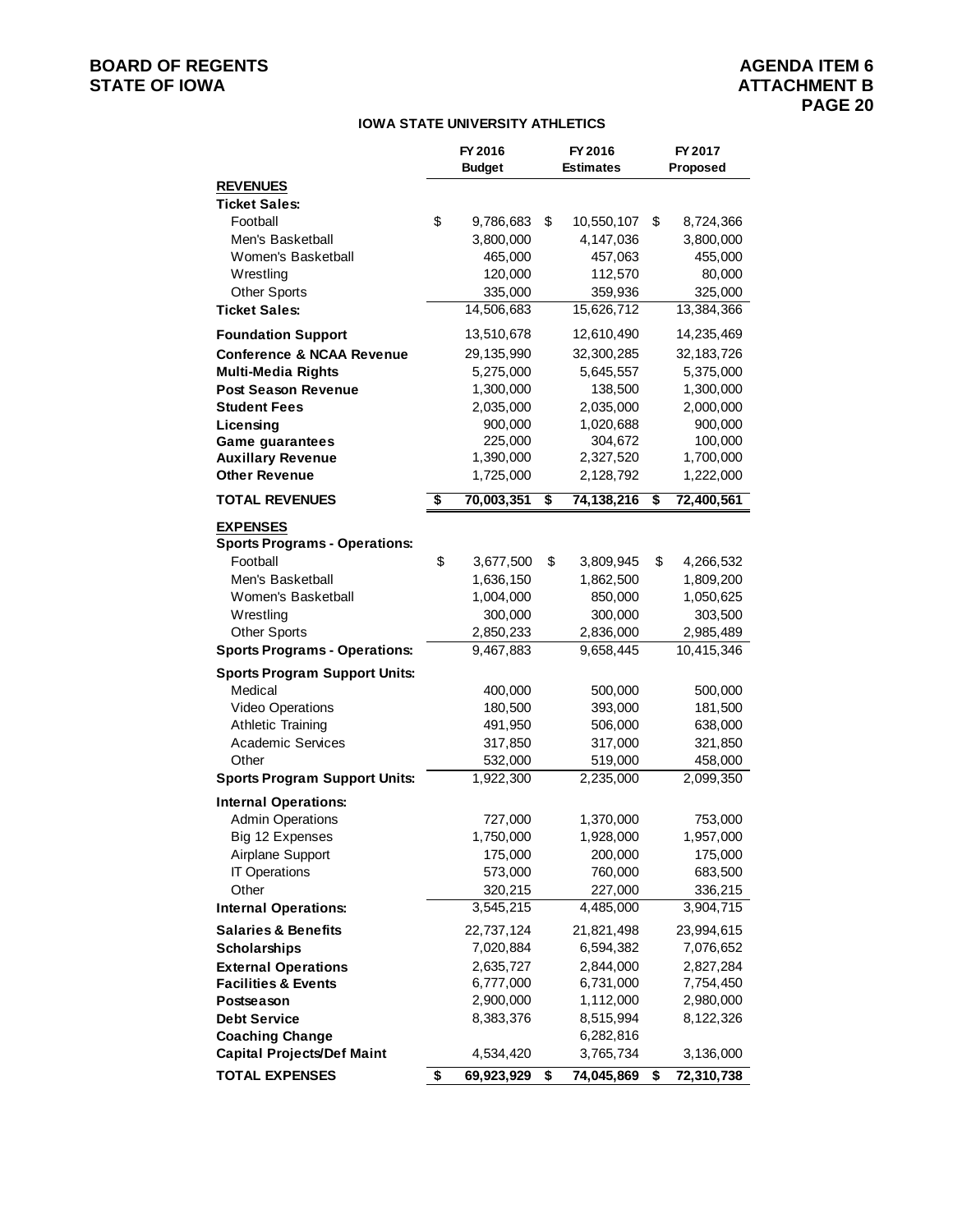**BOARD OF REGENTS**
**STATE OF IOWA**

**AGENDA ITEM 6**
**ATTACHMENT B**

## IOWA STATE UNIVERSITY ATHLETICS

| | FY 2016 Budget | FY 2016 Estimates | FY 2017 Proposed |
|---|---|---|---|
| **REVENUES** | | | |
| **Ticket Sales:** | | | |
| Football | $ 9,786,683 | $ 10,550,107 | $ 8,724,366 |
| Men's Basketball | 3,800,000 | 4,147,036 | 3,800,000 |
| Women's Basketball | 465,000 | 457,063 | 455,000 |
| Wrestling | 120,000 | 112,570 | 80,000 |
| Other Sports | 335,000 | 359,936 | 325,000 |
| **Ticket Sales:** | 14,506,683 | 15,626,712 | 13,384,366 |
| **Foundation Support** | 13,510,678 | 12,610,490 | 14,235,469 |
| **Conference & NCAA Revenue** | 29,135,990 | 32,300,285 | 32,183,726 |
| **Multi-Media Rights** | 5,275,000 | 5,645,557 | 5,375,000 |
| **Post Season Revenue** | 1,300,000 | 138,500 | 1,300,000 |
| **Student Fees** | 2,035,000 | 2,035,000 | 2,000,000 |
| **Licensing** | 900,000 | 1,020,688 | 900,000 |
| **Game guarantees** | 225,000 | 304,672 | 100,000 |
| **Auxillary Revenue** | 1,390,000 | 2,327,520 | 1,700,000 |
| **Other Revenue** | 1,725,000 | 2,128,792 | 1,222,000 |
| **TOTAL REVENUES** | **$ 70,003,351** | **$ 74,138,216** | **$ 72,400,561** |
| **EXPENSES** | | | |
| **Sports Programs - Operations:** | | | |
| Football | $ 3,677,500 | $ 3,809,945 | $ 4,266,532 |
| Men's Basketball | 1,636,150 | 1,862,500 | 1,809,200 |
| Women's Basketball | 1,004,000 | 850,000 | 1,050,625 |
| Wrestling | 300,000 | 300,000 | 303,500 |
| Other Sports | 2,850,233 | 2,836,000 | 2,985,489 |
| **Sports Programs - Operations:** | 9,467,883 | 9,658,445 | 10,415,346 |
| **Sports Program Support Units:** | | | |
| Medical | 400,000 | 500,000 | 500,000 |
| Video Operations | 180,500 | 393,000 | 181,500 |
| Athletic Training | 491,950 | 506,000 | 638,000 |
| Academic Services | 317,850 | 317,000 | 321,850 |
| Other | 532,000 | 519,000 | 458,000 |
| **Sports Program Support Units:** | 1,922,300 | 2,235,000 | 2,099,350 |
| **Internal Operations:** | | | |
| Admin Operations | 727,000 | 1,370,000 | 753,000 |
| Big 12 Expenses | 1,750,000 | 1,928,000 | 1,957,000 |
| Airplane Support | 175,000 | 200,000 | 175,000 |
| IT Operations | 573,000 | 760,000 | 683,500 |
| Other | 320,215 | 227,000 | 336,215 |
| **Internal Operations:** | 3,545,215 | 4,485,000 | 3,904,715 |
| **Salaries & Benefits** | 22,737,124 | 21,821,498 | 23,994,615 |
| **Scholarships** | 7,020,884 | 6,594,382 | 7,076,652 |
| **External Operations** | 2,635,727 | 2,844,000 | 2,827,284 |
| **Facilities & Events** | 6,777,000 | 6,731,000 | 7,754,450 |
| **Postseason** | 2,900,000 | 1,112,000 | 2,980,000 |
| **Debt Service** | 8,383,376 | 8,515,994 | 8,122,326 |
| **Coaching Change** | | 6,282,816 | |
| **Capital Projects/Def Maint** | 4,534,420 | 3,765,734 | 3,136,000 |
| **TOTAL EXPENSES** | **$ 69,923,929** | **$ 74,045,869** | **$ 72,310,738** |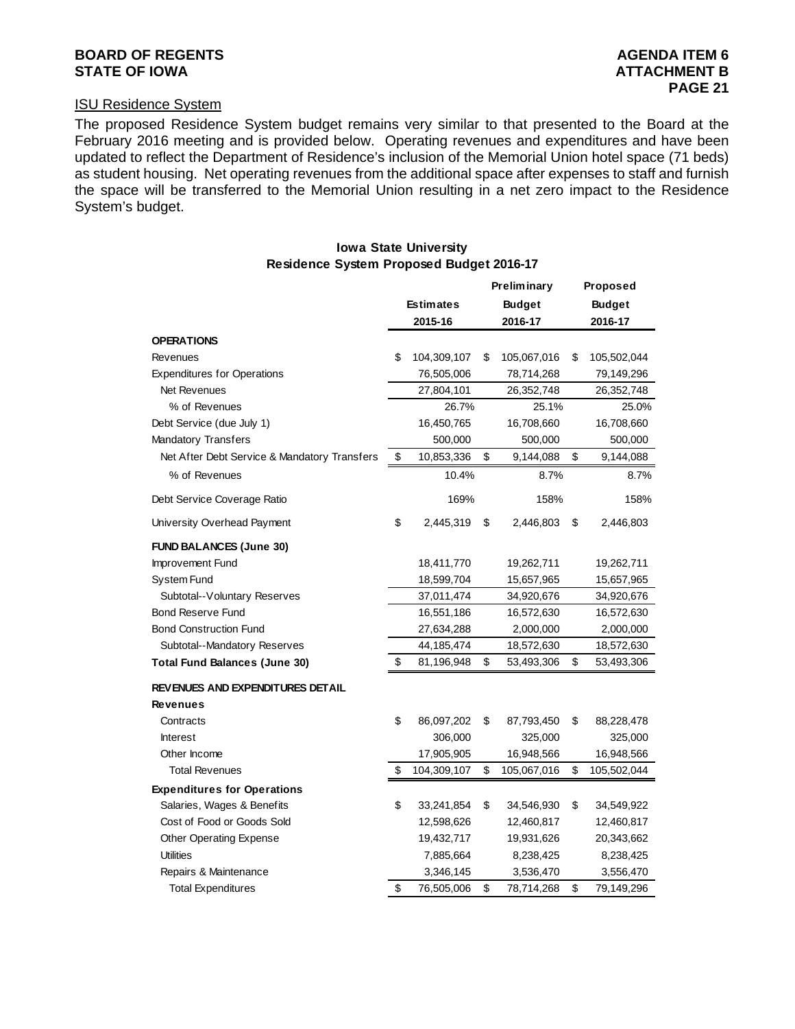## ISU Residence System

The proposed Residence System budget remains very similar to that presented to the Board at the February 2016 meeting and is provided below. Operating revenues and expenditures and have been updated to reflect the Department of Residence's inclusion of the Memorial Union hotel space (71 beds) as student housing. Net operating revenues from the additional space after expenses to staff and furnish the space will be transferred to the Memorial Union resulting in a net zero impact to the Residence System's budget.

**Iowa State University**
**Residence System Proposed Budget 2016-17**

| | Estimates 2015-16 | Preliminary Budget 2016-17 | Proposed Budget 2016-17 |
|---|---|---|---|
| **OPERATIONS** | | | |
| Revenues | $ 104,309,107 | $ 105,067,016 | $ 105,502,044 |
| Expenditures for Operations | 76,505,006 | 78,714,268 | 79,149,296 |
| Net Revenues | 27,804,101 | 26,352,748 | 26,352,748 |
| % of Revenues | 26.7% | 25.1% | 25.0% |
| Debt Service (due July 1) | 16,450,765 | 16,708,660 | 16,708,660 |
| Mandatory Transfers | 500,000 | 500,000 | 500,000 |
| Net After Debt Service & Mandatory Transfers | $ 10,853,336 | $ 9,144,088 | $ 9,144,088 |
| % of Revenues | 10.4% | 8.7% | 8.7% |
| Debt Service Coverage Ratio | 169% | 158% | 158% |
| University Overhead Payment | $ 2,445,319 | $ 2,446,803 | $ 2,446,803 |
| **FUND BALANCES (June 30)** | | | |
| Improvement Fund | 18,411,770 | 19,262,711 | 19,262,711 |
| System Fund | 18,599,704 | 15,657,965 | 15,657,965 |
| Subtotal--Voluntary Reserves | 37,011,474 | 34,920,676 | 34,920,676 |
| Bond Reserve Fund | 16,551,186 | 16,572,630 | 16,572,630 |
| Bond Construction Fund | 27,634,288 | 2,000,000 | 2,000,000 |
| Subtotal--Mandatory Reserves | 44,185,474 | 18,572,630 | 18,572,630 |
| **Total Fund Balances (June 30)** | $ 81,196,948 | $ 53,493,306 | $ 53,493,306 |
| **REVENUES AND EXPENDITURES DETAIL** | | | |
| **Revenues** | | | |
| Contracts | $ 86,097,202 | $ 87,793,450 | $ 88,228,478 |
| Interest | 306,000 | 325,000 | 325,000 |
| Other Income | 17,905,905 | 16,948,566 | 16,948,566 |
| Total Revenues | $ 104,309,107 | $ 105,067,016 | $ 105,502,044 |
| **Expenditures for Operations** | | | |
| Salaries, Wages & Benefits | $ 33,241,854 | $ 34,546,930 | $ 34,549,922 |
| Cost of Food or Goods Sold | 12,598,626 | 12,460,817 | 12,460,817 |
| Other Operating Expense | 19,432,717 | 19,931,626 | 20,343,662 |
| Utilities | 7,885,664 | 8,238,425 | 8,238,425 |
| Repairs & Maintenance | 3,346,145 | 3,536,470 | 3,556,470 |
| Total Expenditures | $ 76,505,006 | $ 78,714,268 | $ 79,149,296 |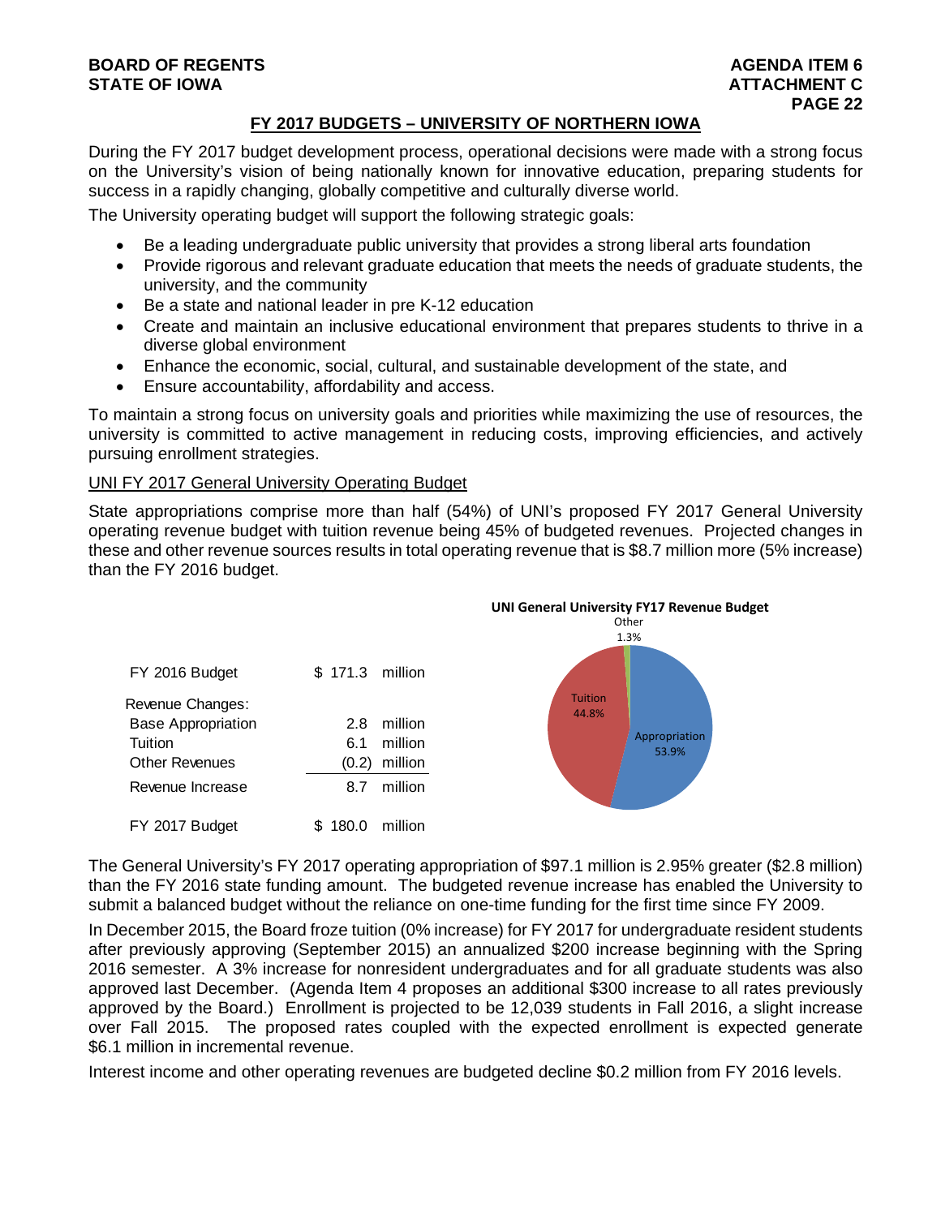## FY 2017 BUDGETS – UNIVERSITY OF NORTHERN IOWA

During the FY 2017 budget development process, operational decisions were made with a strong focus on the University's vision of being nationally known for innovative education, preparing students for success in a rapidly changing, globally competitive and culturally diverse world.

The University operating budget will support the following strategic goals:

- Be a leading undergraduate public university that provides a strong liberal arts foundation
- Provide rigorous and relevant graduate education that meets the needs of graduate students, the university, and the community
- Be a state and national leader in pre K-12 education
- Create and maintain an inclusive educational environment that prepares students to thrive in a diverse global environment
- Enhance the economic, social, cultural, and sustainable development of the state, and
- Ensure accountability, affordability and access.

To maintain a strong focus on university goals and priorities while maximizing the use of resources, the university is committed to active management in reducing costs, improving efficiencies, and actively pursuing enrollment strategies.

### UNI FY 2017 General University Operating Budget

State appropriations comprise more than half (54%) of UNI's proposed FY 2017 General University operating revenue budget with tuition revenue being 45% of budgeted revenues. Projected changes in these and other revenue sources results in total operating revenue that is $8.7 million more (5% increase) than the FY 2016 budget.

| | | |
|---|---|---|
| FY 2016 Budget | $ 171.3 | million |
| Revenue Changes: | | |
| Base Appropriation | 2.8 | million |
| Tuition | 6.1 | million |
| Other Revenues | (0.2) | million |
| Revenue Increase | 8.7 | million |
| FY 2017 Budget | $ 180.0 | million |

**UNI General University FY17 Revenue Budget**

Other 1.3%

Tuition 44.8%

Appropriation 53.9%

The General University's FY 2017 operating appropriation of $97.1 million is 2.95% greater ($2.8 million) than the FY 2016 state funding amount. The budgeted revenue increase has enabled the University to submit a balanced budget without the reliance on one-time funding for the first time since FY 2009.

In December 2015, the Board froze tuition (0% increase) for FY 2017 for undergraduate resident students after previously approving (September 2015) an annualized $200 increase beginning with the Spring 2016 semester. A 3% increase for nonresident undergraduates and for all graduate students was also approved last December. (Agenda Item 4 proposes an additional $300 increase to all rates previously approved by the Board.) Enrollment is projected to be 12,039 students in Fall 2016, a slight increase over Fall 2015. The proposed rates coupled with the expected enrollment is expected generate $6.1 million in incremental revenue.

Interest income and other operating revenues are budgeted decline $0.2 million from FY 2016 levels.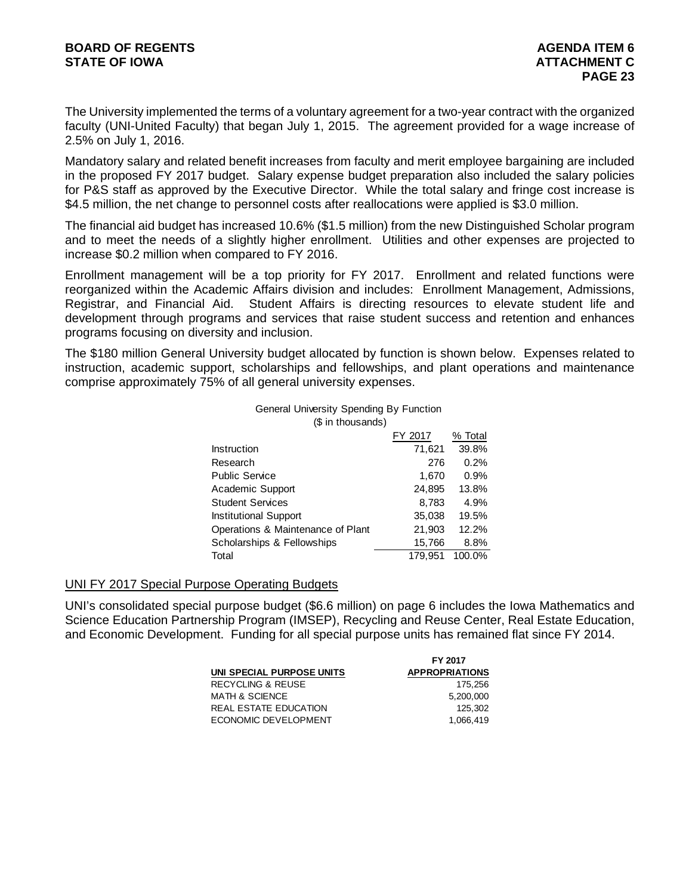The University implemented the terms of a voluntary agreement for a two-year contract with the organized faculty (UNI-United Faculty) that began July 1, 2015. The agreement provided for a wage increase of 2.5% on July 1, 2016.

Mandatory salary and related benefit increases from faculty and merit employee bargaining are included in the proposed FY 2017 budget. Salary expense budget preparation also included the salary policies for P&S staff as approved by the Executive Director. While the total salary and fringe cost increase is $4.5 million, the net change to personnel costs after reallocations were applied is $3.0 million.

The financial aid budget has increased 10.6% ($1.5 million) from the new Distinguished Scholar program and to meet the needs of a slightly higher enrollment. Utilities and other expenses are projected to increase $0.2 million when compared to FY 2016.

Enrollment management will be a top priority for FY 2017. Enrollment and related functions were reorganized within the Academic Affairs division and includes: Enrollment Management, Admissions, Registrar, and Financial Aid. Student Affairs is directing resources to elevate student life and development through programs and services that raise student success and retention and enhances programs focusing on diversity and inclusion.

The $180 million General University budget allocated by function is shown below. Expenses related to instruction, academic support, scholarships and fellowships, and plant operations and maintenance comprise approximately 75% of all general university expenses.

General University Spending By Function
($ in thousands)

| | FY 2017 | % Total |
|---|---|---|
| Instruction | 71,621 | 39.8% |
| Research | 276 | 0.2% |
| Public Service | 1,670 | 0.9% |
| Academic Support | 24,895 | 13.8% |
| Student Services | 8,783 | 4.9% |
| Institutional Support | 35,038 | 19.5% |
| Operations & Maintenance of Plant | 21,903 | 12.2% |
| Scholarships & Fellowships | 15,766 | 8.8% |
| Total | 179,951 | 100.0% |

## UNI FY 2017 Special Purpose Operating Budgets

UNI's consolidated special purpose budget ($6.6 million) on page 6 includes the Iowa Mathematics and Science Education Partnership Program (IMSEP), Recycling and Reuse Center, Real Estate Education, and Economic Development. Funding for all special purpose units has remained flat since FY 2014.

| UNI SPECIAL PURPOSE UNITS | FY 2017 APPROPRIATIONS |
|---|---|
| RECYCLING & REUSE | 175,256 |
| MATH & SCIENCE | 5,200,000 |
| REAL ESTATE EDUCATION | 125,302 |
| ECONOMIC DEVELOPMENT | 1,066,419 |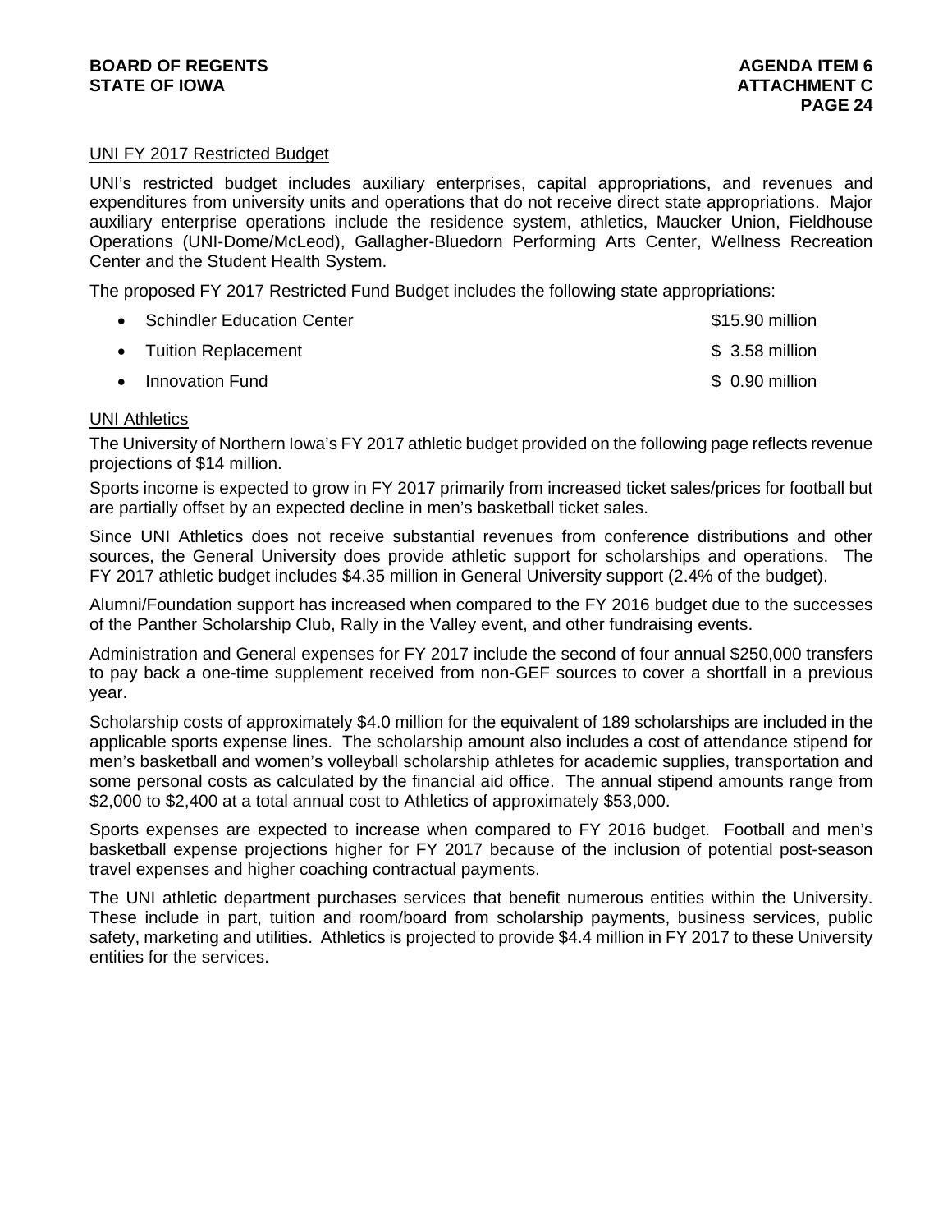UNI FY 2017 Restricted Budget

UNI's restricted budget includes auxiliary enterprises, capital appropriations, and revenues and expenditures from university units and operations that do not receive direct state appropriations. Major auxiliary enterprise operations include the residence system, athletics, Maucker Union, Fieldhouse Operations (UNI-Dome/McLeod), Gallagher-Bluedorn Performing Arts Center, Wellness Recreation Center and the Student Health System.

The proposed FY 2017 Restricted Fund Budget includes the following state appropriations:

- Schindler Education Center $15.90 million
- Tuition Replacement $ 3.58 million
- Innovation Fund $ 0.90 million

UNI Athletics

The University of Northern Iowa's FY 2017 athletic budget provided on the following page reflects revenue projections of $14 million.

Sports income is expected to grow in FY 2017 primarily from increased ticket sales/prices for football but are partially offset by an expected decline in men's basketball ticket sales.

Since UNI Athletics does not receive substantial revenues from conference distributions and other sources, the General University does provide athletic support for scholarships and operations. The FY 2017 athletic budget includes $4.35 million in General University support (2.4% of the budget).

Alumni/Foundation support has increased when compared to the FY 2016 budget due to the successes of the Panther Scholarship Club, Rally in the Valley event, and other fundraising events.

Administration and General expenses for FY 2017 include the second of four annual $250,000 transfers to pay back a one-time supplement received from non-GEF sources to cover a shortfall in a previous year.

Scholarship costs of approximately $4.0 million for the equivalent of 189 scholarships are included in the applicable sports expense lines. The scholarship amount also includes a cost of attendance stipend for men's basketball and women's volleyball scholarship athletes for academic supplies, transportation and some personal costs as calculated by the financial aid office. The annual stipend amounts range from $2,000 to $2,400 at a total annual cost to Athletics of approximately $53,000.

Sports expenses are expected to increase when compared to FY 2016 budget. Football and men's basketball expense projections higher for FY 2017 because of the inclusion of potential post-season travel expenses and higher coaching contractual payments.

The UNI athletic department purchases services that benefit numerous entities within the University. These include in part, tuition and room/board from scholarship payments, business services, public safety, marketing and utilities. Athletics is projected to provide $4.4 million in FY 2017 to these University entities for the services.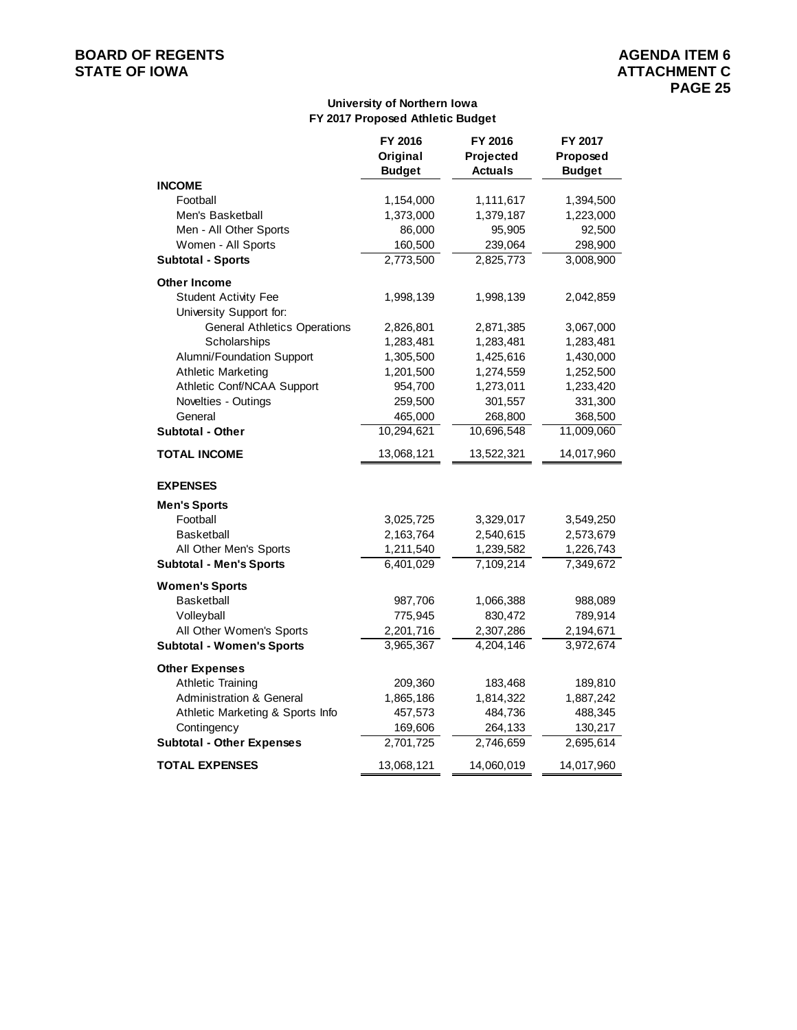BOARD OF REGENTS
STATE OF IOWA

AGENDA ITEM 6
ATTACHMENT C

## University of Northern Iowa
## FY 2017 Proposed Athletic Budget

| | FY 2016 Original Budget | FY 2016 Projected Actuals | FY 2017 Proposed Budget |
|---|---|---|---|
| **INCOME** | | | |
| Football | 1,154,000 | 1,111,617 | 1,394,500 |
| Men's Basketball | 1,373,000 | 1,379,187 | 1,223,000 |
| Men - All Other Sports | 86,000 | 95,905 | 92,500 |
| Women - All Sports | 160,500 | 239,064 | 298,900 |
| **Subtotal - Sports** | 2,773,500 | 2,825,773 | 3,008,900 |
| **Other Income** | | | |
| Student Activity Fee | 1,998,139 | 1,998,139 | 2,042,859 |
| University Support for: | | | |
| General Athletics Operations | 2,826,801 | 2,871,385 | 3,067,000 |
| Scholarships | 1,283,481 | 1,283,481 | 1,283,481 |
| Alumni/Foundation Support | 1,305,500 | 1,425,616 | 1,430,000 |
| Athletic Marketing | 1,201,500 | 1,274,559 | 1,252,500 |
| Athletic Conf/NCAA Support | 954,700 | 1,273,011 | 1,233,420 |
| Novelties - Outings | 259,500 | 301,557 | 331,300 |
| General | 465,000 | 268,800 | 368,500 |
| **Subtotal - Other** | 10,294,621 | 10,696,548 | 11,009,060 |
| **TOTAL INCOME** | 13,068,121 | 13,522,321 | 14,017,960 |
| **EXPENSES** | | | |
| **Men's Sports** | | | |
| Football | 3,025,725 | 3,329,017 | 3,549,250 |
| Basketball | 2,163,764 | 2,540,615 | 2,573,679 |
| All Other Men's Sports | 1,211,540 | 1,239,582 | 1,226,743 |
| **Subtotal - Men's Sports** | 6,401,029 | 7,109,214 | 7,349,672 |
| **Women's Sports** | | | |
| Basketball | 987,706 | 1,066,388 | 988,089 |
| Volleyball | 775,945 | 830,472 | 789,914 |
| All Other Women's Sports | 2,201,716 | 2,307,286 | 2,194,671 |
| **Subtotal - Women's Sports** | 3,965,367 | 4,204,146 | 3,972,674 |
| **Other Expenses** | | | |
| Athletic Training | 209,360 | 183,468 | 189,810 |
| Administration & General | 1,865,186 | 1,814,322 | 1,887,242 |
| Athletic Marketing & Sports Info | 457,573 | 484,736 | 488,345 |
| Contingency | 169,606 | 264,133 | 130,217 |
| **Subtotal - Other Expenses** | 2,701,725 | 2,746,659 | 2,695,614 |
| **TOTAL EXPENSES** | 13,068,121 | 14,060,019 | 14,017,960 |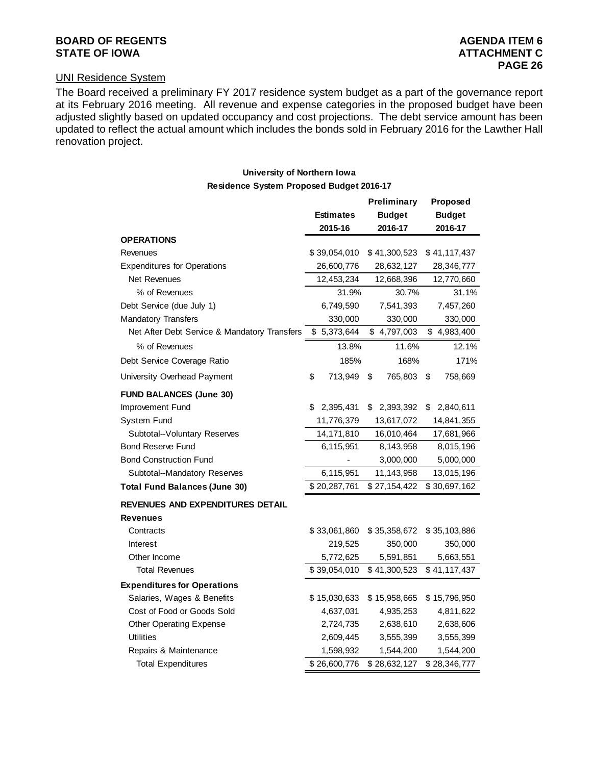## UNI Residence System

The Board received a preliminary FY 2017 residence system budget as a part of the governance report at its February 2016 meeting. All revenue and expense categories in the proposed budget have been adjusted slightly based on updated occupancy and cost projections. The debt service amount has been updated to reflect the actual amount which includes the bonds sold in February 2016 for the Lawther Hall renovation project.

**University of Northern Iowa**
**Residence System Proposed Budget 2016-17**

| | Estimates 2015-16 | Preliminary Budget 2016-17 | Proposed Budget 2016-17 |
|---|---|---|---|
| **OPERATIONS** | | | |
| Revenues | $ 39,054,010 | $ 41,300,523 | $ 41,117,437 |
| Expenditures for Operations | 26,600,776 | 28,632,127 | 28,346,777 |
| Net Revenues | 12,453,234 | 12,668,396 | 12,770,660 |
| % of Revenues | 31.9% | 30.7% | 31.1% |
| Debt Service (due July 1) | 6,749,590 | 7,541,393 | 7,457,260 |
| Mandatory Transfers | 330,000 | 330,000 | 330,000 |
| Net After Debt Service & Mandatory Transfers | $ 5,373,644 | $ 4,797,003 | $ 4,983,400 |
| % of Revenues | 13.8% | 11.6% | 12.1% |
| Debt Service Coverage Ratio | 185% | 168% | 171% |
| University Overhead Payment | $ 713,949 | $ 765,803 | $ 758,669 |
| **FUND BALANCES (June 30)** | | | |
| Improvement Fund | $ 2,395,431 | $ 2,393,392 | $ 2,840,611 |
| System Fund | 11,776,379 | 13,617,072 | 14,841,355 |
| Subtotal--Voluntary Reserves | 14,171,810 | 16,010,464 | 17,681,966 |
| Bond Reserve Fund | 6,115,951 | 8,143,958 | 8,015,196 |
| Bond Construction Fund | - | 3,000,000 | 5,000,000 |
| Subtotal--Mandatory Reserves | 6,115,951 | 11,143,958 | 13,015,196 |
| **Total Fund Balances (June 30)** | $ 20,287,761 | $ 27,154,422 | $ 30,697,162 |
| **REVENUES AND EXPENDITURES DETAIL** | | | |
| **Revenues** | | | |
| Contracts | $ 33,061,860 | $ 35,358,672 | $ 35,103,886 |
| Interest | 219,525 | 350,000 | 350,000 |
| Other Income | 5,772,625 | 5,591,851 | 5,663,551 |
| Total Revenues | $ 39,054,010 | $ 41,300,523 | $ 41,117,437 |
| **Expenditures for Operations** | | | |
| Salaries, Wages & Benefits | $ 15,030,633 | $ 15,958,665 | $ 15,796,950 |
| Cost of Food or Goods Sold | 4,637,031 | 4,935,253 | 4,811,622 |
| Other Operating Expense | 2,724,735 | 2,638,610 | 2,638,606 |
| Utilities | 2,609,445 | 3,555,399 | 3,555,399 |
| Repairs & Maintenance | 1,598,932 | 1,544,200 | 1,544,200 |
| Total Expenditures | $ 26,600,776 | $ 28,632,127 | $ 28,346,777 |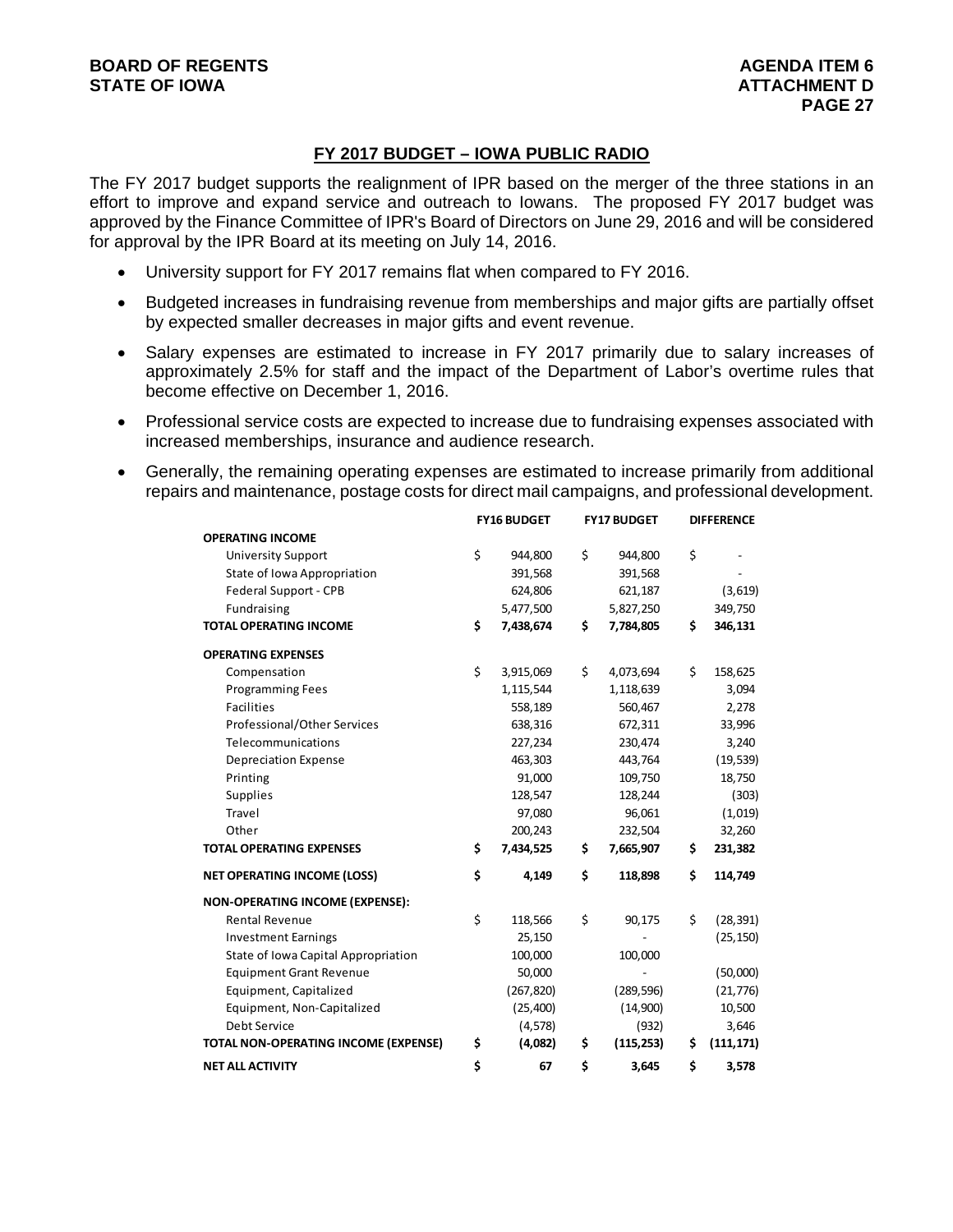## FY 2017 BUDGET – IOWA PUBLIC RADIO

The FY 2017 budget supports the realignment of IPR based on the merger of the three stations in an effort to improve and expand service and outreach to Iowans. The proposed FY 2017 budget was approved by the Finance Committee of IPR's Board of Directors on June 29, 2016 and will be considered for approval by the IPR Board at its meeting on July 14, 2016.

- University support for FY 2017 remains flat when compared to FY 2016.
- Budgeted increases in fundraising revenue from memberships and major gifts are partially offset by expected smaller decreases in major gifts and event revenue.
- Salary expenses are estimated to increase in FY 2017 primarily due to salary increases of approximately 2.5% for staff and the impact of the Department of Labor's overtime rules that become effective on December 1, 2016.
- Professional service costs are expected to increase due to fundraising expenses associated with increased memberships, insurance and audience research.
- Generally, the remaining operating expenses are estimated to increase primarily from additional repairs and maintenance, postage costs for direct mail campaigns, and professional development.

| | FY16 BUDGET | FY17 BUDGET | DIFFERENCE |
|---|---|---|---|
| **OPERATING INCOME** | | | |
| University Support | $ 944,800 | $ 944,800 | $ - |
| State of Iowa Appropriation | 391,568 | 391,568 | - |
| Federal Support - CPB | 624,806 | 621,187 | (3,619) |
| Fundraising | 5,477,500 | 5,827,250 | 349,750 |
| **TOTAL OPERATING INCOME** | **$ 7,438,674** | **$ 7,784,805** | **$ 346,131** |
| **OPERATING EXPENSES** | | | |
| Compensation | $ 3,915,069 | $ 4,073,694 | $ 158,625 |
| Programming Fees | 1,115,544 | 1,118,639 | 3,094 |
| Facilities | 558,189 | 560,467 | 2,278 |
| Professional/Other Services | 638,316 | 672,311 | 33,996 |
| Telecommunications | 227,234 | 230,474 | 3,240 |
| Depreciation Expense | 463,303 | 443,764 | (19,539) |
| Printing | 91,000 | 109,750 | 18,750 |
| Supplies | 128,547 | 128,244 | (303) |
| Travel | 97,080 | 96,061 | (1,019) |
| Other | 200,243 | 232,504 | 32,260 |
| **TOTAL OPERATING EXPENSES** | **$ 7,434,525** | **$ 7,665,907** | **$ 231,382** |
| **NET OPERATING INCOME (LOSS)** | **$ 4,149** | **$ 118,898** | **$ 114,749** |
| **NON-OPERATING INCOME (EXPENSE):** | | | |
| Rental Revenue | $ 118,566 | $ 90,175 | $ (28,391) |
| Investment Earnings | 25,150 | - | (25,150) |
| State of Iowa Capital Appropriation | 100,000 | 100,000 | |
| Equipment Grant Revenue | 50,000 | - | (50,000) |
| Equipment, Capitalized | (267,820) | (289,596) | (21,776) |
| Equipment, Non-Capitalized | (25,400) | (14,900) | 10,500 |
| Debt Service | (4,578) | (932) | 3,646 |
| **TOTAL NON-OPERATING INCOME (EXPENSE)** | **$ (4,082)** | **$ (115,253)** | **$ (111,171)** |
| **NET ALL ACTIVITY** | **$ 67** | **$ 3,645** | **$ 3,578** |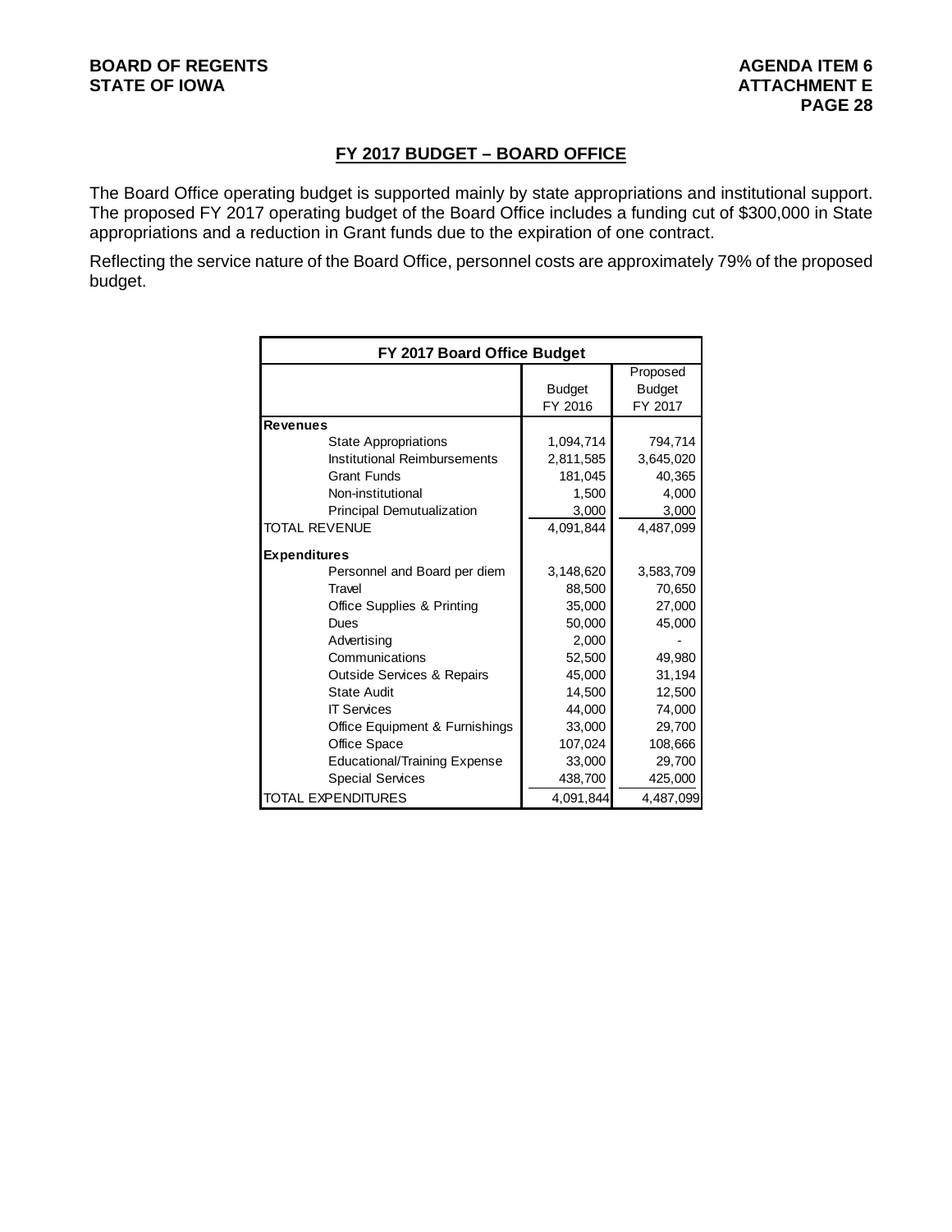## FY 2017 BUDGET – BOARD OFFICE

The Board Office operating budget is supported mainly by state appropriations and institutional support. The proposed FY 2017 operating budget of the Board Office includes a funding cut of $300,000 in State appropriations and a reduction in Grant funds due to the expiration of one contract.

Reflecting the service nature of the Board Office, personnel costs are approximately 79% of the proposed budget.

**FY 2017 Board Office Budget**

| | Budget FY 2016 | Proposed Budget FY 2017 |
|---|---|---|
| **Revenues** | | |
| State Appropriations | 1,094,714 | 794,714 |
| Institutional Reimbursements | 2,811,585 | 3,645,020 |
| Grant Funds | 181,045 | 40,365 |
| Non-institutional | 1,500 | 4,000 |
| Principal Demutualization | 3,000 | 3,000 |
| TOTAL REVENUE | 4,091,844 | 4,487,099 |
| **Expenditures** | | |
| Personnel and Board per diem | 3,148,620 | 3,583,709 |
| Travel | 88,500 | 70,650 |
| Office Supplies & Printing | 35,000 | 27,000 |
| Dues | 50,000 | 45,000 |
| Advertising | 2,000 | - |
| Communications | 52,500 | 49,980 |
| Outside Services & Repairs | 45,000 | 31,194 |
| State Audit | 14,500 | 12,500 |
| IT Services | 44,000 | 74,000 |
| Office Equipment & Furnishings | 33,000 | 29,700 |
| Office Space | 107,024 | 108,666 |
| Educational/Training Expense | 33,000 | 29,700 |
| Special Services | 438,700 | 425,000 |
| TOTAL EXPENDITURES | 4,091,844 | 4,487,099 |